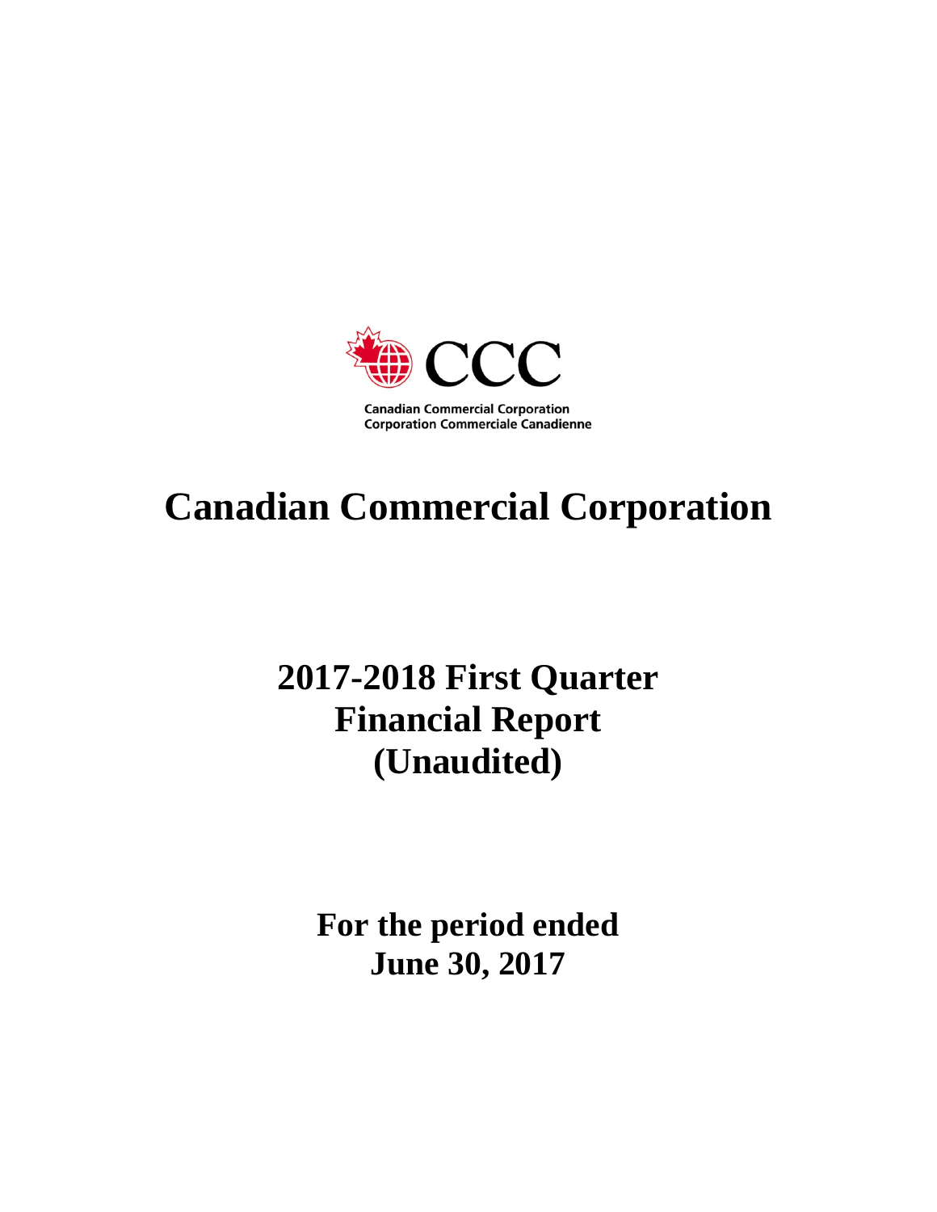CCC

Canadian Commercial Corporation
Corporation Commerciale Canadienne

# Canadian Commercial Corporation

## 2017-2018 First Quarter Financial Report (Unaudited)

**For the period ended June 30, 2017**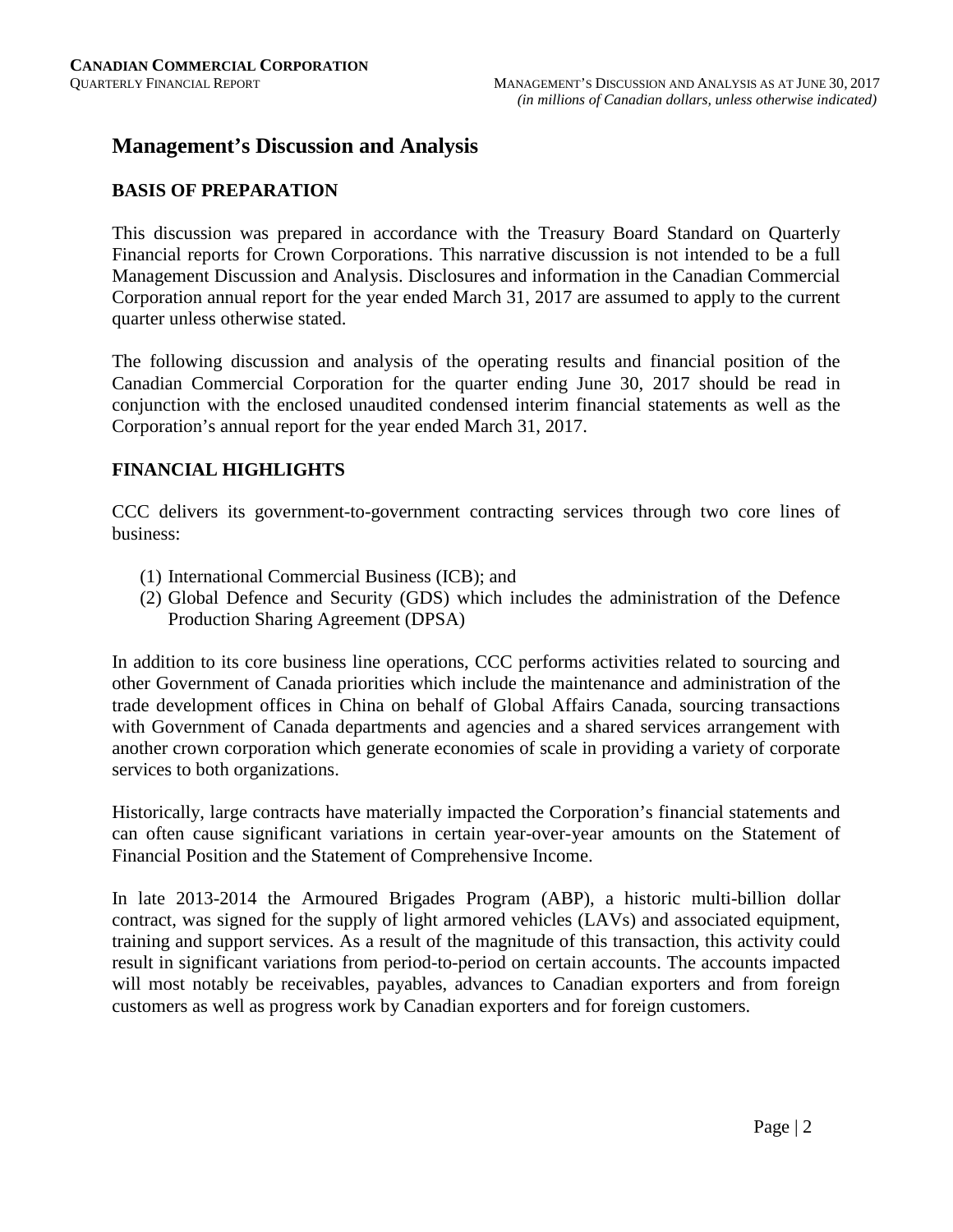# Management's Discussion and Analysis

## BASIS OF PREPARATION

This discussion was prepared in accordance with the Treasury Board Standard on Quarterly Financial reports for Crown Corporations. This narrative discussion is not intended to be a full Management Discussion and Analysis. Disclosures and information in the Canadian Commercial Corporation annual report for the year ended March 31, 2017 are assumed to apply to the current quarter unless otherwise stated.

The following discussion and analysis of the operating results and financial position of the Canadian Commercial Corporation for the quarter ending June 30, 2017 should be read in conjunction with the enclosed unaudited condensed interim financial statements as well as the Corporation's annual report for the year ended March 31, 2017.

## FINANCIAL HIGHLIGHTS

CCC delivers its government-to-government contracting services through two core lines of business:

(1) International Commercial Business (ICB); and
(2) Global Defence and Security (GDS) which includes the administration of the Defence Production Sharing Agreement (DPSA)

In addition to its core business line operations, CCC performs activities related to sourcing and other Government of Canada priorities which include the maintenance and administration of the trade development offices in China on behalf of Global Affairs Canada, sourcing transactions with Government of Canada departments and agencies and a shared services arrangement with another crown corporation which generate economies of scale in providing a variety of corporate services to both organizations.

Historically, large contracts have materially impacted the Corporation's financial statements and can often cause significant variations in certain year-over-year amounts on the Statement of Financial Position and the Statement of Comprehensive Income.

In late 2013-2014 the Armoured Brigades Program (ABP), a historic multi-billion dollar contract, was signed for the supply of light armored vehicles (LAVs) and associated equipment, training and support services. As a result of the magnitude of this transaction, this activity could result in significant variations from period-to-period on certain accounts. The accounts impacted will most notably be receivables, payables, advances to Canadian exporters and from foreign customers as well as progress work by Canadian exporters and for foreign customers.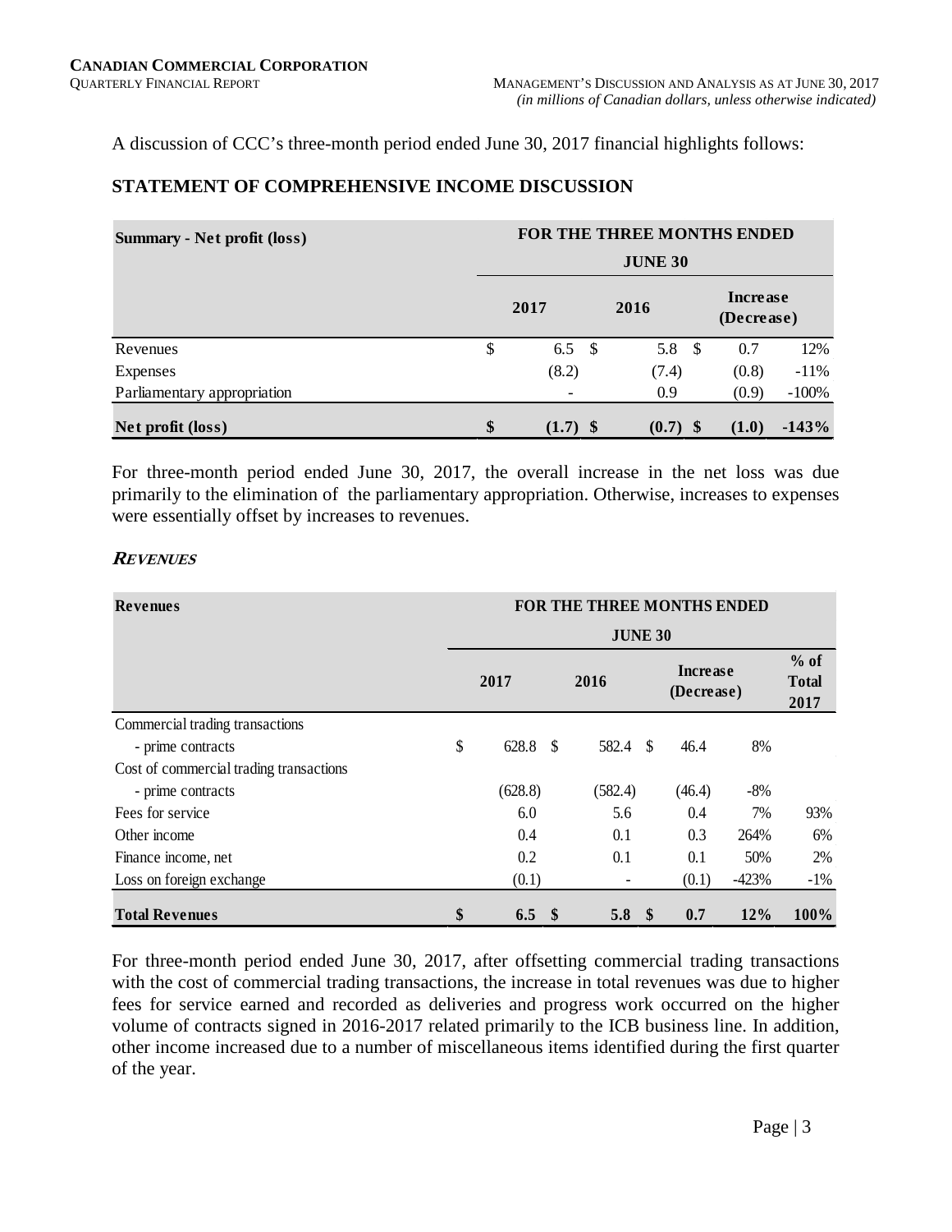A discussion of CCC's three-month period ended June 30, 2017 financial highlights follows:

## STATEMENT OF COMPREHENSIVE INCOME DISCUSSION

| Summary - Net profit (loss) | FOR THE THREE MONTHS ENDED JUNE 30 | | | |
|---|---|---|---|---|
| | 2017 | 2016 | Increase (Decrease) | |
| Revenues | $ 6.5 | $ 5.8 | $ 0.7 | 12% |
| Expenses | (8.2) | (7.4) | (0.8) | -11% |
| Parliamentary appropriation | - | 0.9 | (0.9) | -100% |
| **Net profit (loss)** | **$ (1.7)** | **$ (0.7)** | **$ (1.0)** | **-143%** |

For three-month period ended June 30, 2017, the overall increase in the net loss was due primarily to the elimination of the parliamentary appropriation. Otherwise, increases to expenses were essentially offset by increases to revenues.

### *REVENUES*

| Revenues | FOR THE THREE MONTHS ENDED JUNE 30 | | | | |
|---|---|---|---|---|---|
| | 2017 | 2016 | Increase (Decrease) | | % of Total 2017 |
| Commercial trading transactions | | | | | |
| - prime contracts | $ 628.8 | $ 582.4 | $ 46.4 | 8% | |
| Cost of commercial trading transactions | | | | | |
| - prime contracts | (628.8) | (582.4) | (46.4) | -8% | |
| Fees for service | 6.0 | 5.6 | 0.4 | 7% | 93% |
| Other income | 0.4 | 0.1 | 0.3 | 264% | 6% |
| Finance income, net | 0.2 | 0.1 | 0.1 | 50% | 2% |
| Loss on foreign exchange | (0.1) | - | (0.1) | -423% | -1% |
| **Total Revenues** | **$ 6.5** | **$ 5.8** | **$ 0.7** | **12%** | **100%** |

For three-month period ended June 30, 2017, after offsetting commercial trading transactions with the cost of commercial trading transactions, the increase in total revenues was due to higher fees for service earned and recorded as deliveries and progress work occurred on the higher volume of contracts signed in 2016-2017 related primarily to the ICB business line. In addition, other income increased due to a number of miscellaneous items identified during the first quarter of the year.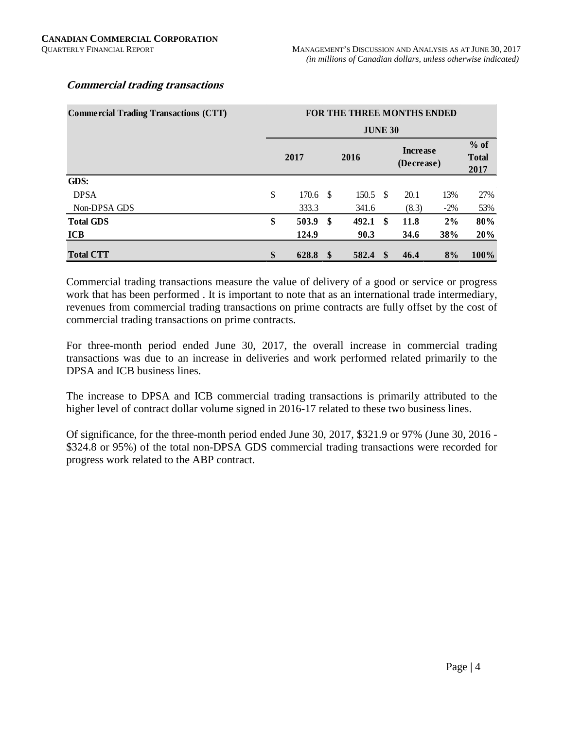### *Commercial trading transactions*

| Commercial Trading Transactions (CTT) | FOR THE THREE MONTHS ENDED JUNE 30 | | | | |
|---|---|---|---|---|---|
| | 2017 | 2016 | Increase (Decrease) | | % of Total 2017 |
| **GDS:** | | | | | |
| DPSA | $ 170.6 | $ 150.5 | $ 20.1 | 13% | 27% |
| Non-DPSA GDS | 333.3 | 341.6 | (8.3) | -2% | 53% |
| **Total GDS** | **$ 503.9** | **$ 492.1** | **$ 11.8** | **2%** | **80%** |
| **ICB** | **124.9** | **90.3** | **34.6** | **38%** | **20%** |
| **Total CTT** | **$ 628.8** | **$ 582.4** | **$ 46.4** | **8%** | **100%** |

Commercial trading transactions measure the value of delivery of a good or service or progress work that has been performed . It is important to note that as an international trade intermediary, revenues from commercial trading transactions on prime contracts are fully offset by the cost of commercial trading transactions on prime contracts.

For three-month period ended June 30, 2017, the overall increase in commercial trading transactions was due to an increase in deliveries and work performed related primarily to the DPSA and ICB business lines.

The increase to DPSA and ICB commercial trading transactions is primarily attributed to the higher level of contract dollar volume signed in 2016-17 related to these two business lines.

Of significance, for the three-month period ended June 30, 2017, $321.9 or 97% (June 30, 2016 - $324.8 or 95%) of the total non-DPSA GDS commercial trading transactions were recorded for progress work related to the ABP contract.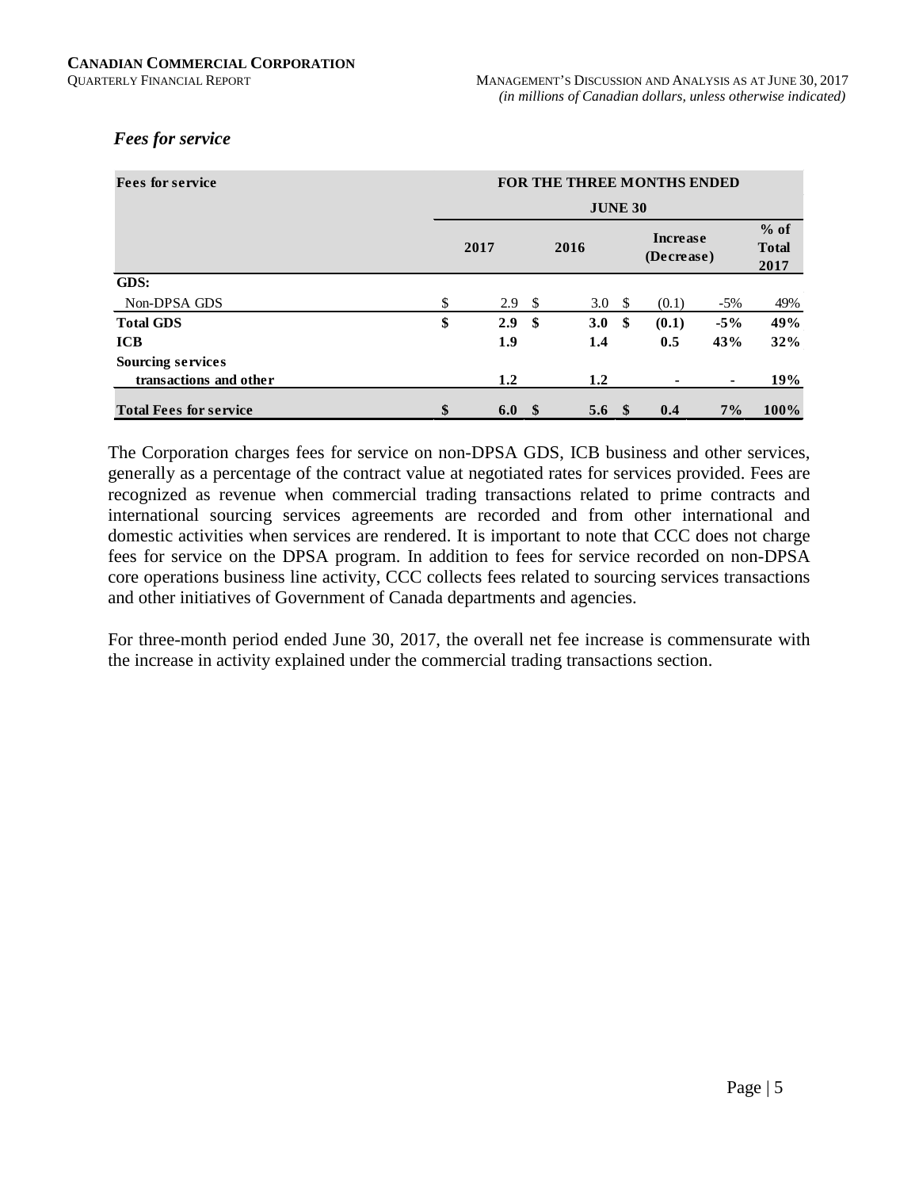### *Fees for service*

| Fees for service | FOR THE THREE MONTHS ENDED JUNE 30 | | | | |
|---|---|---|---|---|---|
| | 2017 | 2016 | Increase (Decrease) | | % of Total 2017 |
| **GDS:** | | | | | |
| Non-DPSA GDS | $ 2.9 | $ 3.0 | $ (0.1) | -5% | 49% |
| **Total GDS** | **$ 2.9** | **$ 3.0** | **$ (0.1)** | **-5%** | **49%** |
| **ICB** | **1.9** | **1.4** | **0.5** | **43%** | **32%** |
| **Sourcing services transactions and other** | **1.2** | **1.2** | **-** | **-** | **19%** |
| **Total Fees for service** | **$ 6.0** | **$ 5.6** | **$ 0.4** | **7%** | **100%** |

The Corporation charges fees for service on non-DPSA GDS, ICB business and other services, generally as a percentage of the contract value at negotiated rates for services provided. Fees are recognized as revenue when commercial trading transactions related to prime contracts and international sourcing services agreements are recorded and from other international and domestic activities when services are rendered. It is important to note that CCC does not charge fees for service on the DPSA program. In addition to fees for service recorded on non-DPSA core operations business line activity, CCC collects fees related to sourcing services transactions and other initiatives of Government of Canada departments and agencies.

For three-month period ended June 30, 2017, the overall net fee increase is commensurate with the increase in activity explained under the commercial trading transactions section.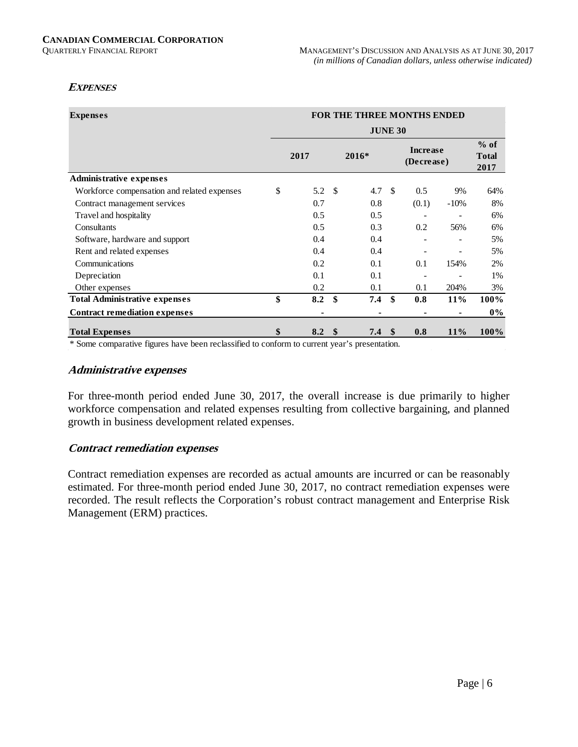### *EXPENSES*

| Expenses | FOR THE THREE MONTHS ENDED JUNE 30 | | | | |
|---|---|---|---|---|---|
| | 2017 | 2016* | Increase (Decrease) | | % of Total 2017 |
| **Administrative expenses** | | | | | |
| Workforce compensation and related expenses | $ 5.2 | $ 4.7 | $ 0.5 | 9% | 64% |
| Contract management services | 0.7 | 0.8 | (0.1) | -10% | 8% |
| Travel and hospitality | 0.5 | 0.5 | - | - | 6% |
| Consultants | 0.5 | 0.3 | 0.2 | 56% | 6% |
| Software, hardware and support | 0.4 | 0.4 | - | - | 5% |
| Rent and related expenses | 0.4 | 0.4 | - | - | 5% |
| Communications | 0.2 | 0.1 | 0.1 | 154% | 2% |
| Depreciation | 0.1 | 0.1 | - | - | 1% |
| Other expenses | 0.2 | 0.1 | 0.1 | 204% | 3% |
| **Total Administrative expenses** | **$ 8.2** | **$ 7.4** | **$ 0.8** | **11%** | **100%** |
| **Contract remediation expenses** | **-** | **-** | **-** | **-** | **0%** |
| **Total Expenses** | **$ 8.2** | **$ 7.4** | **$ 0.8** | **11%** | **100%** |

\* Some comparative figures have been reclassified to conform to current year's presentation.

### *Administrative expenses*

For three-month period ended June 30, 2017, the overall increase is due primarily to higher workforce compensation and related expenses resulting from collective bargaining, and planned growth in business development related expenses.

### *Contract remediation expenses*

Contract remediation expenses are recorded as actual amounts are incurred or can be reasonably estimated. For three-month period ended June 30, 2017, no contract remediation expenses were recorded. The result reflects the Corporation's robust contract management and Enterprise Risk Management (ERM) practices.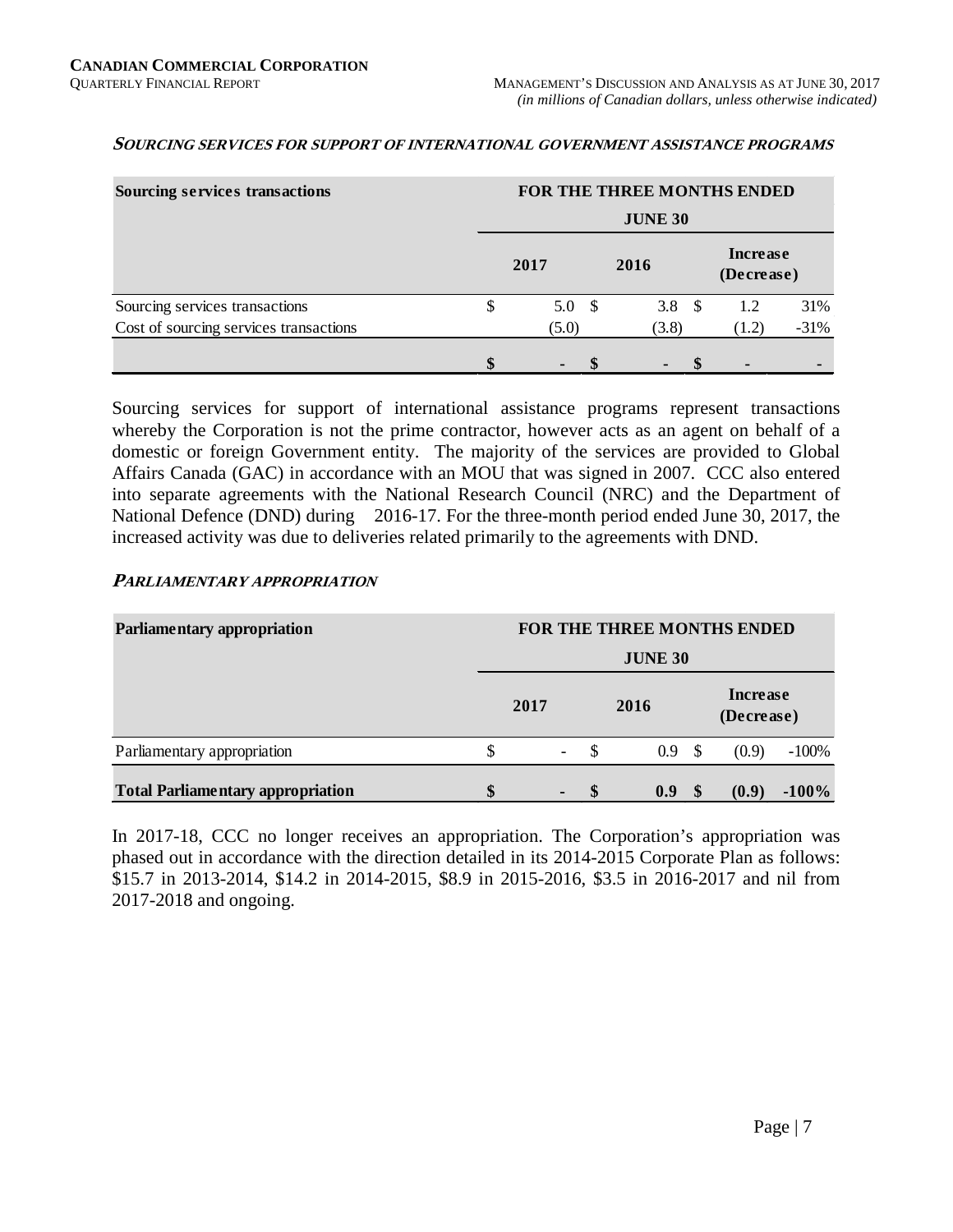### *SOURCING SERVICES FOR SUPPORT OF INTERNATIONAL GOVERNMENT ASSISTANCE PROGRAMS*

| Sourcing services transactions | FOR THE THREE MONTHS ENDED JUNE 30 | | | |
|---|---|---|---|---|
| | 2017 | 2016 | Increase (Decrease) | |
| Sourcing services transactions | $ 5.0 | $ 3.8 | $ 1.2 | 31% |
| Cost of sourcing services transactions | (5.0) | (3.8) | (1.2) | -31% |
| | **$ -** | **$ -** | **$ -** | **-** |

Sourcing services for support of international assistance programs represent transactions whereby the Corporation is not the prime contractor, however acts as an agent on behalf of a domestic or foreign Government entity. The majority of the services are provided to Global Affairs Canada (GAC) in accordance with an MOU that was signed in 2007. CCC also entered into separate agreements with the National Research Council (NRC) and the Department of National Defence (DND) during 2016-17. For the three-month period ended June 30, 2017, the increased activity was due to deliveries related primarily to the agreements with DND.

### *PARLIAMENTARY APPROPRIATION*

| Parliamentary appropriation | FOR THE THREE MONTHS ENDED JUNE 30 | | | |
|---|---|---|---|---|
| | 2017 | 2016 | Increase (Decrease) | |
| Parliamentary appropriation | $ - | $ 0.9 | $ (0.9) | -100% |
| **Total Parliamentary appropriation** | **$ -** | **$ 0.9** | **$ (0.9)** | **-100%** |

In 2017-18, CCC no longer receives an appropriation. The Corporation's appropriation was phased out in accordance with the direction detailed in its 2014-2015 Corporate Plan as follows: $15.7 in 2013-2014, $14.2 in 2014-2015, $8.9 in 2015-2016, $3.5 in 2016-2017 and nil from 2017-2018 and ongoing.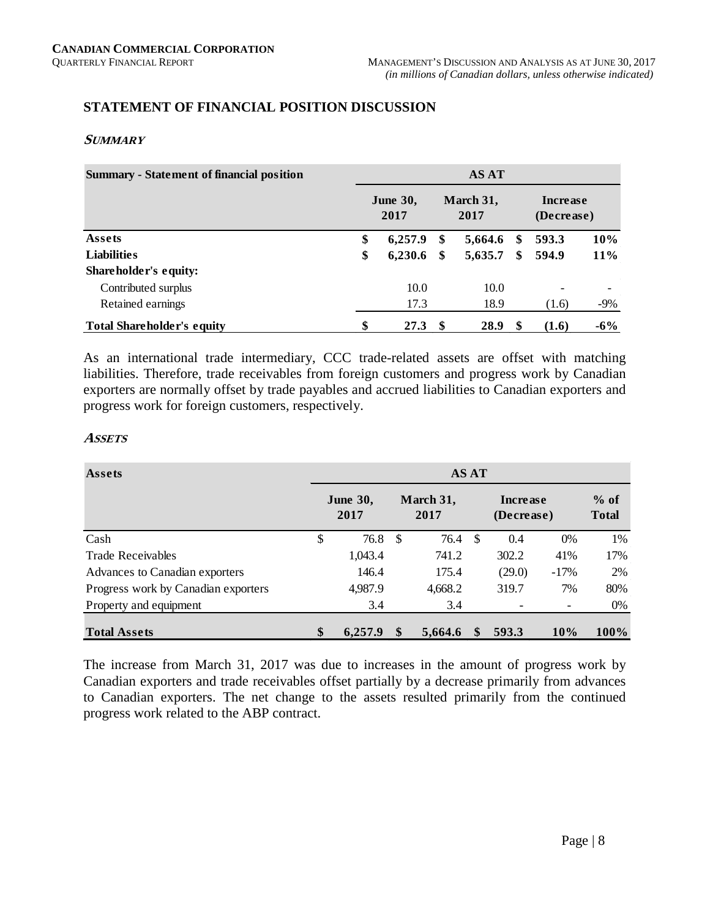## STATEMENT OF FINANCIAL POSITION DISCUSSION

### *SUMMARY*

| Summary - Statement of financial position | AS AT | | | |
|---|---|---|---|---|
| | June 30, 2017 | March 31, 2017 | Increase (Decrease) | |
| **Assets** | **$ 6,257.9** | **$ 5,664.6** | **$ 593.3** | **10%** |
| **Liabilities** | **$ 6,230.6** | **$ 5,635.7** | **$ 594.9** | **11%** |
| **Shareholder's equity:** | | | | |
| Contributed surplus | 10.0 | 10.0 | - | - |
| Retained earnings | 17.3 | 18.9 | (1.6) | -9% |
| **Total Shareholder's equity** | **$ 27.3** | **$ 28.9** | **$ (1.6)** | **-6%** |

As an international trade intermediary, CCC trade-related assets are offset with matching liabilities. Therefore, trade receivables from foreign customers and progress work by Canadian exporters are normally offset by trade payables and accrued liabilities to Canadian exporters and progress work for foreign customers, respectively.

### *ASSETS*

| Assets | AS AT | | | | |
|---|---|---|---|---|---|
| | June 30, 2017 | March 31, 2017 | Increase (Decrease) | | % of Total |
| Cash | $ 76.8 | $ 76.4 | $ 0.4 | 0% | 1% |
| Trade Receivables | 1,043.4 | 741.2 | 302.2 | 41% | 17% |
| Advances to Canadian exporters | 146.4 | 175.4 | (29.0) | -17% | 2% |
| Progress work by Canadian exporters | 4,987.9 | 4,668.2 | 319.7 | 7% | 80% |
| Property and equipment | 3.4 | 3.4 | - | - | 0% |
| **Total Assets** | **$ 6,257.9** | **$ 5,664.6** | **$ 593.3** | **10%** | **100%** |

The increase from March 31, 2017 was due to increases in the amount of progress work by Canadian exporters and trade receivables offset partially by a decrease primarily from advances to Canadian exporters. The net change to the assets resulted primarily from the continued progress work related to the ABP contract.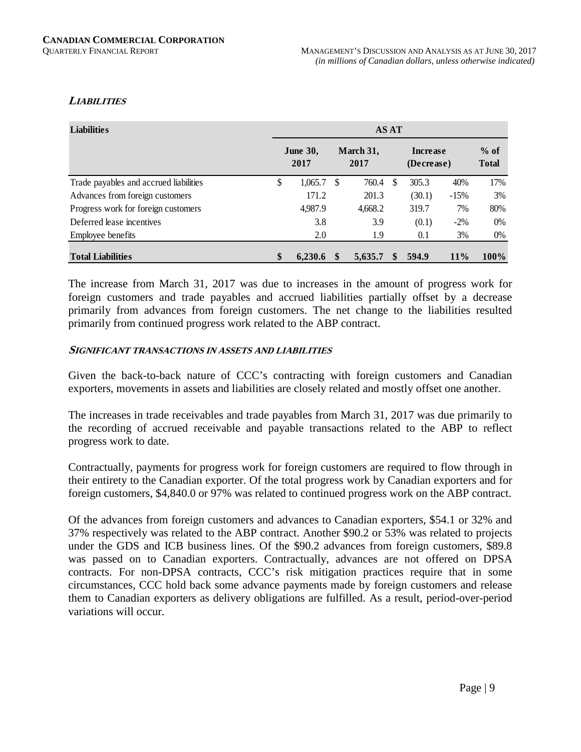### *LIABILITIES*

| Liabilities | AS AT | | | | |
|---|---|---|---|---|---|
| | June 30, 2017 | March 31, 2017 | Increase (Decrease) | | % of Total |
| Trade payables and accrued liabilities | $ 1,065.7 | $ 760.4 | $ 305.3 | 40% | 17% |
| Advances from foreign customers | 171.2 | 201.3 | (30.1) | -15% | 3% |
| Progress work for foreign customers | 4,987.9 | 4,668.2 | 319.7 | 7% | 80% |
| Deferred lease incentives | 3.8 | 3.9 | (0.1) | -2% | 0% |
| Employee benefits | 2.0 | 1.9 | 0.1 | 3% | 0% |
| **Total Liabilities** | **$ 6,230.6** | **$ 5,635.7** | **$ 594.9** | **11%** | **100%** |

The increase from March 31, 2017 was due to increases in the amount of progress work for foreign customers and trade payables and accrued liabilities partially offset by a decrease primarily from advances from foreign customers. The net change to the liabilities resulted primarily from continued progress work related to the ABP contract.

#### *SIGNIFICANT TRANSACTIONS IN ASSETS AND LIABILITIES*

Given the back-to-back nature of CCC's contracting with foreign customers and Canadian exporters, movements in assets and liabilities are closely related and mostly offset one another.

The increases in trade receivables and trade payables from March 31, 2017 was due primarily to the recording of accrued receivable and payable transactions related to the ABP to reflect progress work to date.

Contractually, payments for progress work for foreign customers are required to flow through in their entirety to the Canadian exporter. Of the total progress work by Canadian exporters and for foreign customers, $4,840.0 or 97% was related to continued progress work on the ABP contract.

Of the advances from foreign customers and advances to Canadian exporters, $54.1 or 32% and 37% respectively was related to the ABP contract. Another $90.2 or 53% was related to projects under the GDS and ICB business lines. Of the $90.2 advances from foreign customers, $89.8 was passed on to Canadian exporters. Contractually, advances are not offered on DPSA contracts. For non-DPSA contracts, CCC's risk mitigation practices require that in some circumstances, CCC hold back some advance payments made by foreign customers and release them to Canadian exporters as delivery obligations are fulfilled. As a result, period-over-period variations will occur.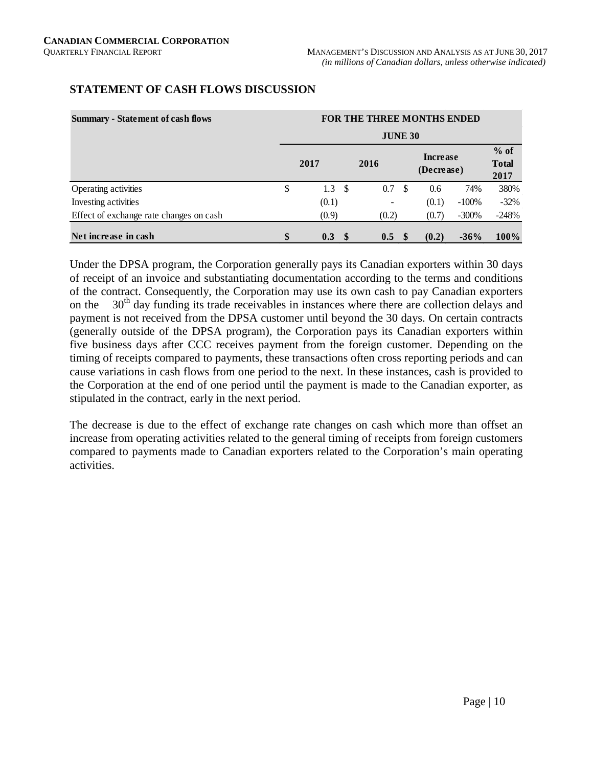## STATEMENT OF CASH FLOWS DISCUSSION

| Summary - Statement of cash flows | FOR THE THREE MONTHS ENDED JUNE 30 | | | | |
|---|---|---|---|---|---|
| | 2017 | 2016 | Increase (Decrease) | | % of Total 2017 |
| Operating activities | $ 1.3 | $ 0.7 | $ 0.6 | 74% | 380% |
| Investing activities | (0.1) | - | (0.1) | -100% | -32% |
| Effect of exchange rate changes on cash | (0.9) | (0.2) | (0.7) | -300% | -248% |
| **Net increase in cash** | **$ 0.3** | **$ 0.5** | **$ (0.2)** | **-36%** | **100%** |

Under the DPSA program, the Corporation generally pays its Canadian exporters within 30 days of receipt of an invoice and substantiating documentation according to the terms and conditions of the contract. Consequently, the Corporation may use its own cash to pay Canadian exporters on the 30th day funding its trade receivables in instances where there are collection delays and payment is not received from the DPSA customer until beyond the 30 days. On certain contracts (generally outside of the DPSA program), the Corporation pays its Canadian exporters within five business days after CCC receives payment from the foreign customer. Depending on the timing of receipts compared to payments, these transactions often cross reporting periods and can cause variations in cash flows from one period to the next. In these instances, cash is provided to the Corporation at the end of one period until the payment is made to the Canadian exporter, as stipulated in the contract, early in the next period.

The decrease is due to the effect of exchange rate changes on cash which more than offset an increase from operating activities related to the general timing of receipts from foreign customers compared to payments made to Canadian exporters related to the Corporation's main operating activities.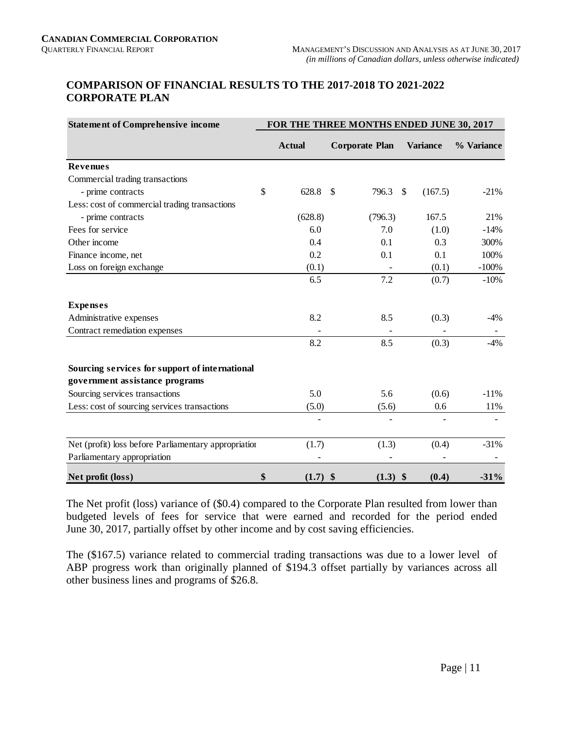## COMPARISON OF FINANCIAL RESULTS TO THE 2017-2018 TO 2021-2022 CORPORATE PLAN

| Statement of Comprehensive income | FOR THE THREE MONTHS ENDED JUNE 30, 2017 | | | |
|---|---|---|---|---|
| | Actual | Corporate Plan | Variance | % Variance |
| **Revenues** | | | | |
| Commercial trading transactions | | | | |
| - prime contracts | $ 628.8 | $ 796.3 | $ (167.5) | -21% |
| Less: cost of commercial trading transactions | | | | |
| - prime contracts | (628.8) | (796.3) | 167.5 | 21% |
| Fees for service | 6.0 | 7.0 | (1.0) | -14% |
| Other income | 0.4 | 0.1 | 0.3 | 300% |
| Finance income, net | 0.2 | 0.1 | 0.1 | 100% |
| Loss on foreign exchange | (0.1) | - | (0.1) | -100% |
| | 6.5 | 7.2 | (0.7) | -10% |
| **Expenses** | | | | |
| Administrative expenses | 8.2 | 8.5 | (0.3) | -4% |
| Contract remediation expenses | - | - | - | - |
| | 8.2 | 8.5 | (0.3) | -4% |
| **Sourcing services for support of international government assistance programs** | | | | |
| Sourcing services transactions | 5.0 | 5.6 | (0.6) | -11% |
| Less: cost of sourcing services transactions | (5.0) | (5.6) | 0.6 | 11% |
| | - | - | - | - |
| Net (profit) loss before Parliamentary appropriation | (1.7) | (1.3) | (0.4) | -31% |
| Parliamentary appropriation | - | - | - | - |
| **Net profit (loss)** | **$ (1.7)** | **$ (1.3)** | **$ (0.4)** | **-31%** |

The Net profit (loss) variance of ($0.4) compared to the Corporate Plan resulted from lower than budgeted levels of fees for service that were earned and recorded for the period ended June 30, 2017, partially offset by other income and by cost saving efficiencies.

The ($167.5) variance related to commercial trading transactions was due to a lower level of ABP progress work than originally planned of $194.3 offset partially by variances across all other business lines and programs of $26.8.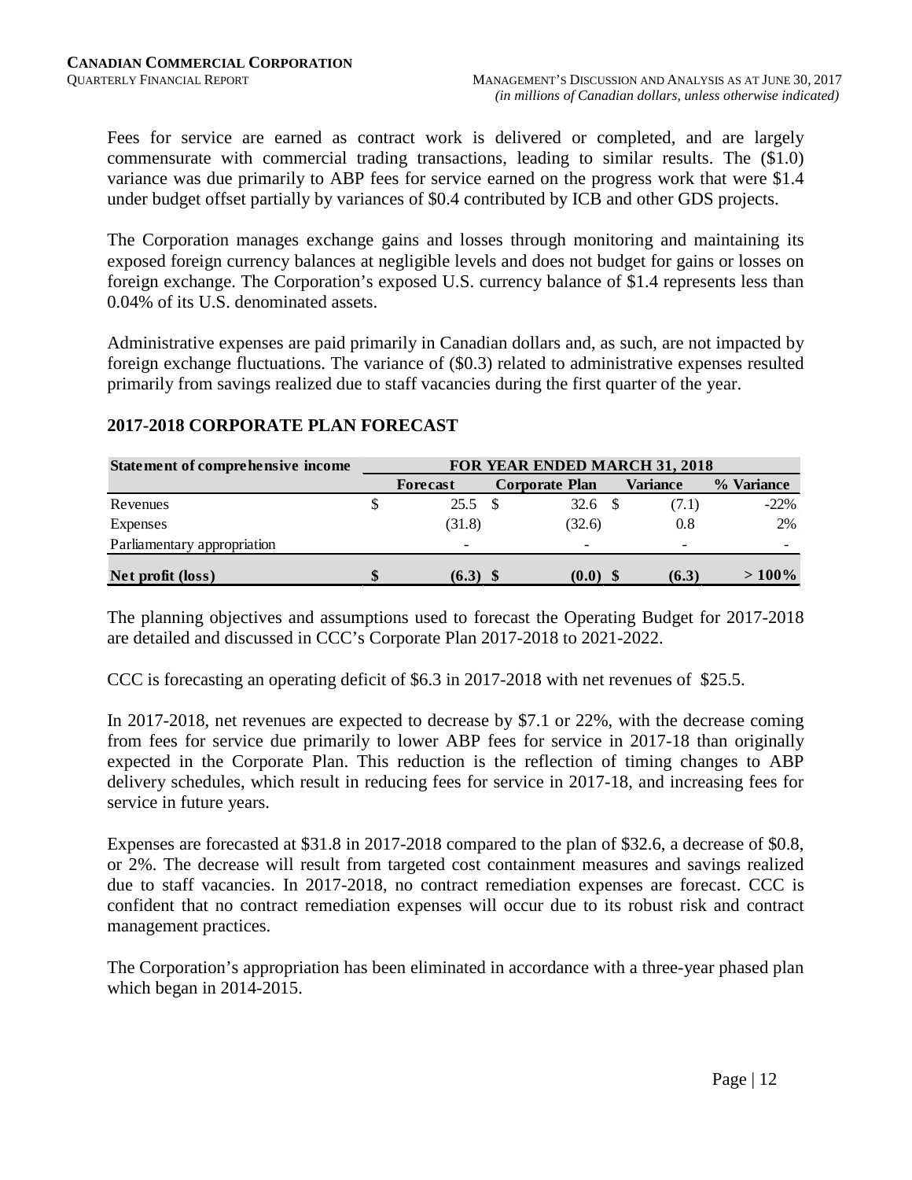Fees for service are earned as contract work is delivered or completed, and are largely commensurate with commercial trading transactions, leading to similar results. The ($1.0) variance was due primarily to ABP fees for service earned on the progress work that were $1.4 under budget offset partially by variances of $0.4 contributed by ICB and other GDS projects.

The Corporation manages exchange gains and losses through monitoring and maintaining its exposed foreign currency balances at negligible levels and does not budget for gains or losses on foreign exchange. The Corporation's exposed U.S. currency balance of $1.4 represents less than 0.04% of its U.S. denominated assets.

Administrative expenses are paid primarily in Canadian dollars and, as such, are not impacted by foreign exchange fluctuations. The variance of ($0.3) related to administrative expenses resulted primarily from savings realized due to staff vacancies during the first quarter of the year.

## 2017-2018 CORPORATE PLAN FORECAST

| Statement of comprehensive income | FOR YEAR ENDED MARCH 31, 2018 | | | |
|---|---|---|---|---|
| | Forecast | Corporate Plan | Variance | % Variance |
| Revenues | $ 25.5 | $ 32.6 | $ (7.1) | -22% |
| Expenses | (31.8) | (32.6) | 0.8 | 2% |
| Parliamentary appropriation | - | - | - | - |
| **Net profit (loss)** | **$ (6.3)** | **$ (0.0)** | **$ (6.3)** | **> 100%** |

The planning objectives and assumptions used to forecast the Operating Budget for 2017-2018 are detailed and discussed in CCC's Corporate Plan 2017-2018 to 2021-2022.

CCC is forecasting an operating deficit of $6.3 in 2017-2018 with net revenues of $25.5.

In 2017-2018, net revenues are expected to decrease by $7.1 or 22%, with the decrease coming from fees for service due primarily to lower ABP fees for service in 2017-18 than originally expected in the Corporate Plan. This reduction is the reflection of timing changes to ABP delivery schedules, which result in reducing fees for service in 2017-18, and increasing fees for service in future years.

Expenses are forecasted at $31.8 in 2017-2018 compared to the plan of $32.6, a decrease of $0.8, or 2%. The decrease will result from targeted cost containment measures and savings realized due to staff vacancies. In 2017-2018, no contract remediation expenses are forecast. CCC is confident that no contract remediation expenses will occur due to its robust risk and contract management practices.

The Corporation's appropriation has been eliminated in accordance with a three-year phased plan which began in 2014-2015.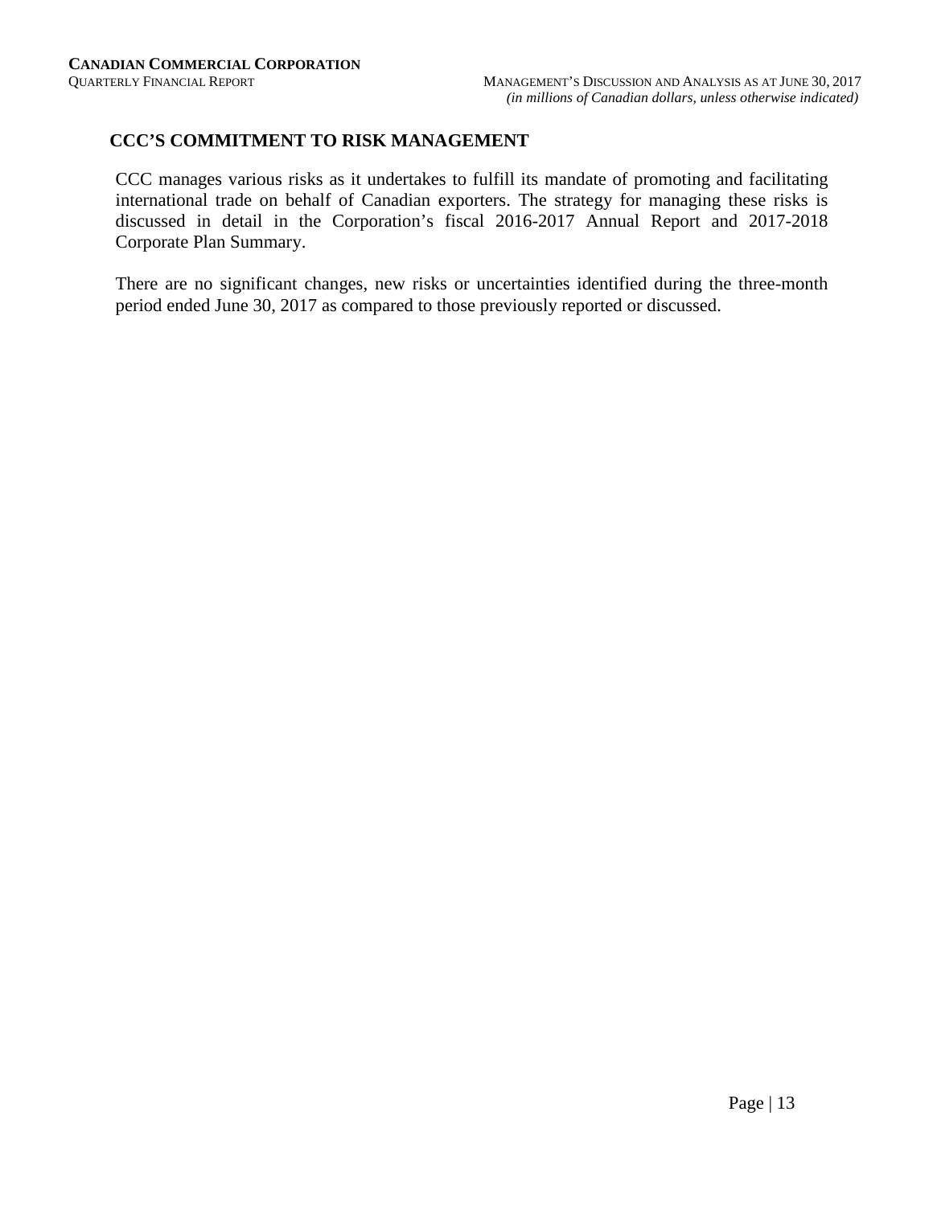## CCC'S COMMITMENT TO RISK MANAGEMENT

CCC manages various risks as it undertakes to fulfill its mandate of promoting and facilitating international trade on behalf of Canadian exporters. The strategy for managing these risks is discussed in detail in the Corporation's fiscal 2016-2017 Annual Report and 2017-2018 Corporate Plan Summary.

There are no significant changes, new risks or uncertainties identified during the three-month period ended June 30, 2017 as compared to those previously reported or discussed.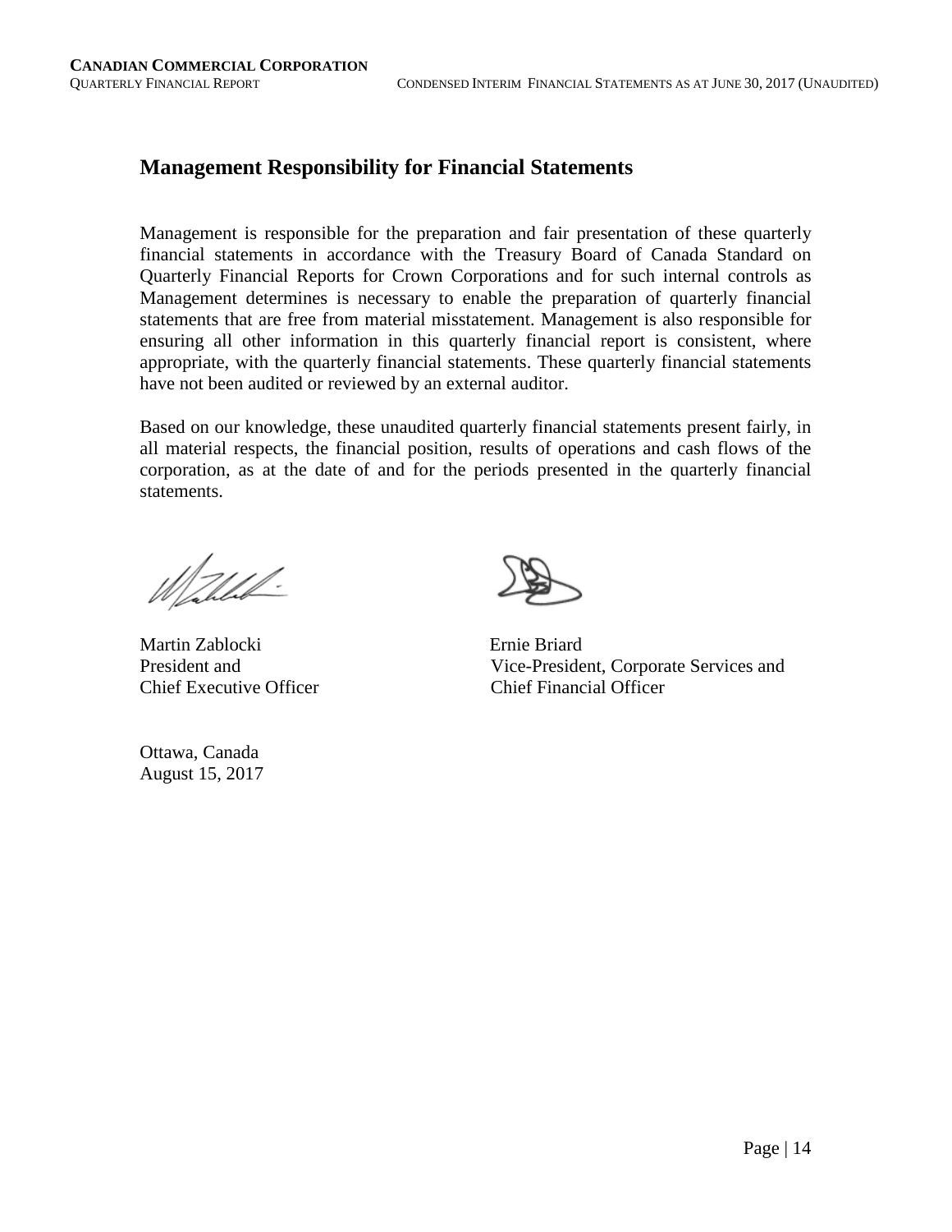## Management Responsibility for Financial Statements

Management is responsible for the preparation and fair presentation of these quarterly financial statements in accordance with the Treasury Board of Canada Standard on Quarterly Financial Reports for Crown Corporations and for such internal controls as Management determines is necessary to enable the preparation of quarterly financial statements that are free from material misstatement. Management is also responsible for ensuring all other information in this quarterly financial report is consistent, where appropriate, with the quarterly financial statements. These quarterly financial statements have not been audited or reviewed by an external auditor.

Based on our knowledge, these unaudited quarterly financial statements present fairly, in all material respects, the financial position, results of operations and cash flows of the corporation, as at the date of and for the periods presented in the quarterly financial statements.

Martin Zablocki
President and
Chief Executive Officer

Ernie Briard
Vice-President, Corporate Services and
Chief Financial Officer

Ottawa, Canada
August 15, 2017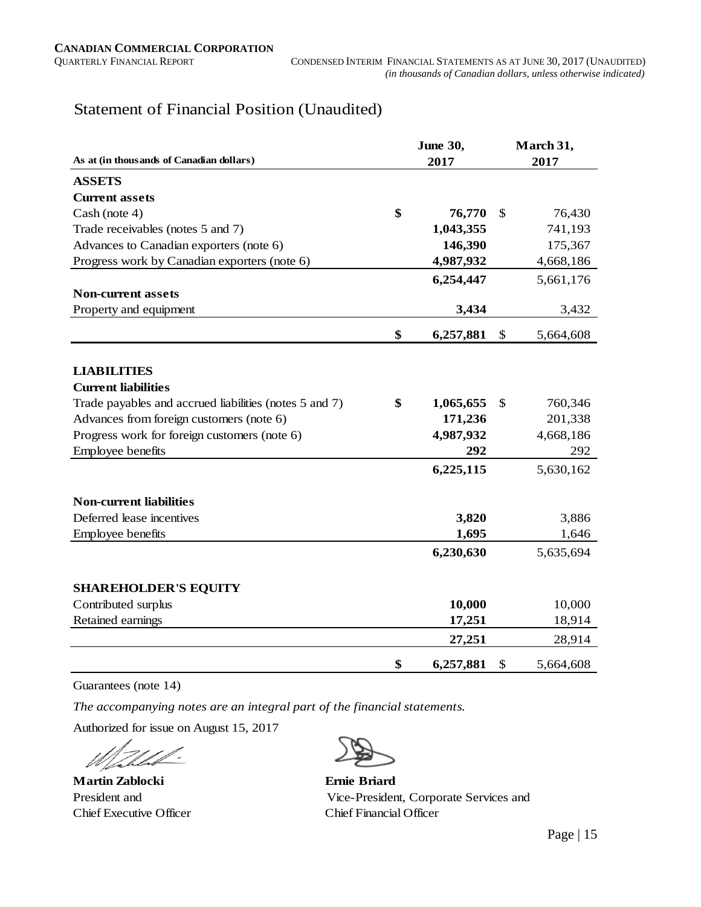# Statement of Financial Position (Unaudited)

| As at (in thousands of Canadian dollars) | June 30, 2017 | March 31, 2017 |
|---|---|---|
| **ASSETS** | | |
| **Current assets** | | |
| Cash (note 4) | **$ 76,770** | $ 76,430 |
| Trade receivables (notes 5 and 7) | **1,043,355** | 741,193 |
| Advances to Canadian exporters (note 6) | **146,390** | 175,367 |
| Progress work by Canadian exporters (note 6) | **4,987,932** | 4,668,186 |
| | **6,254,447** | 5,661,176 |
| **Non-current assets** | | |
| Property and equipment | **3,434** | 3,432 |
| | **$ 6,257,881** | $ 5,664,608 |
| **LIABILITIES** | | |
| **Current liabilities** | | |
| Trade payables and accrued liabilities (notes 5 and 7) | **$ 1,065,655** | $ 760,346 |
| Advances from foreign customers (note 6) | **171,236** | 201,338 |
| Progress work for foreign customers (note 6) | **4,987,932** | 4,668,186 |
| Employee benefits | **292** | 292 |
| | **6,225,115** | 5,630,162 |
| **Non-current liabilities** | | |
| Deferred lease incentives | **3,820** | 3,886 |
| Employee benefits | **1,695** | 1,646 |
| | **6,230,630** | 5,635,694 |
| **SHAREHOLDER'S EQUITY** | | |
| Contributed surplus | **10,000** | 10,000 |
| Retained earnings | **17,251** | 18,914 |
| | **27,251** | 28,914 |
| | **$ 6,257,881** | $ 5,664,608 |

Guarantees (note 14)

*The accompanying notes are an integral part of the financial statements.*

Authorized for issue on August 15, 2017

**Martin Zablocki**
President and
Chief Executive Officer

**Ernie Briard**
Vice-President, Corporate Services and
Chief Financial Officer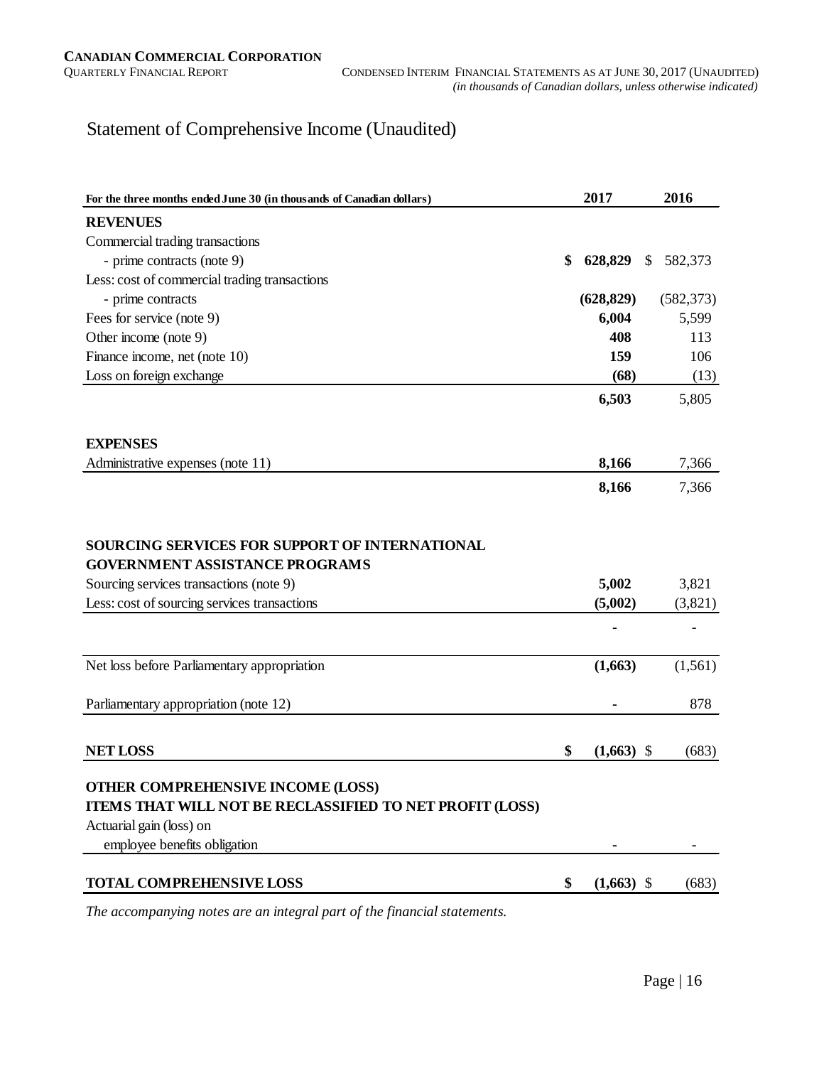# Statement of Comprehensive Income (Unaudited)

| For the three months ended June 30 (in thousands of Canadian dollars) | 2017 | 2016 |
|---|---|---|
| **REVENUES** | | |
| Commercial trading transactions | | |
| - prime contracts (note 9) | **$ 628,829** | $ 582,373 |
| Less: cost of commercial trading transactions | | |
| - prime contracts | **(628,829)** | (582,373) |
| Fees for service (note 9) | **6,004** | 5,599 |
| Other income (note 9) | **408** | 113 |
| Finance income, net (note 10) | **159** | 106 |
| Loss on foreign exchange | **(68)** | (13) |
| | **6,503** | 5,805 |
| **EXPENSES** | | |
| Administrative expenses (note 11) | **8,166** | 7,366 |
| | **8,166** | 7,366 |
| **SOURCING SERVICES FOR SUPPORT OF INTERNATIONAL GOVERNMENT ASSISTANCE PROGRAMS** | | |
| Sourcing services transactions (note 9) | **5,002** | 3,821 |
| Less: cost of sourcing services transactions | **(5,002)** | (3,821) |
| | **-** | - |
| Net loss before Parliamentary appropriation | **(1,663)** | (1,561) |
| Parliamentary appropriation (note 12) | **-** | 878 |
| **NET LOSS** | **$ (1,663)** | $ (683) |
| **OTHER COMPREHENSIVE INCOME (LOSS)** | | |
| **ITEMS THAT WILL NOT BE RECLASSIFIED TO NET PROFIT (LOSS)** | | |
| Actuarial gain (loss) on employee benefits obligation | **-** | - |
| **TOTAL COMPREHENSIVE LOSS** | **$ (1,663)** | $ (683) |

*The accompanying notes are an integral part of the financial statements.*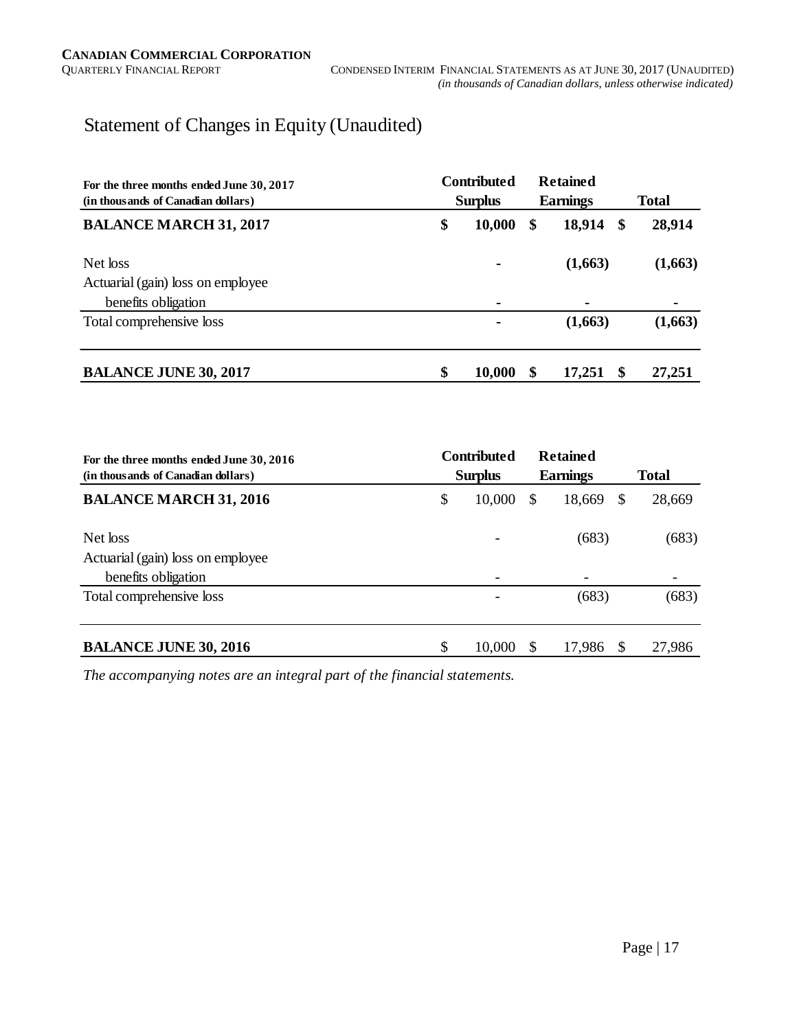# Statement of Changes in Equity (Unaudited)

| For the three months ended June 30, 2017 (in thousands of Canadian dollars) | Contributed Surplus | Retained Earnings | Total |
|---|---|---|---|
| **BALANCE MARCH 31, 2017** | **$ 10,000** | **$ 18,914** | **$ 28,914** |
| Net loss | - | **(1,663)** | **(1,663)** |
| Actuarial (gain) loss on employee benefits obligation | - | - | - |
| Total comprehensive loss | - | **(1,663)** | **(1,663)** |
| **BALANCE JUNE 30, 2017** | **$ 10,000** | **$ 17,251** | **$ 27,251** |

| For the three months ended June 30, 2016 (in thousands of Canadian dollars) | Contributed Surplus | Retained Earnings | Total |
|---|---|---|---|
| **BALANCE MARCH 31, 2016** | $ 10,000 | $ 18,669 | $ 28,669 |
| Net loss | - | (683) | (683) |
| Actuarial (gain) loss on employee benefits obligation | - | - | - |
| Total comprehensive loss | - | (683) | (683) |
| **BALANCE JUNE 30, 2016** | $ 10,000 | $ 17,986 | $ 27,986 |

*The accompanying notes are an integral part of the financial statements.*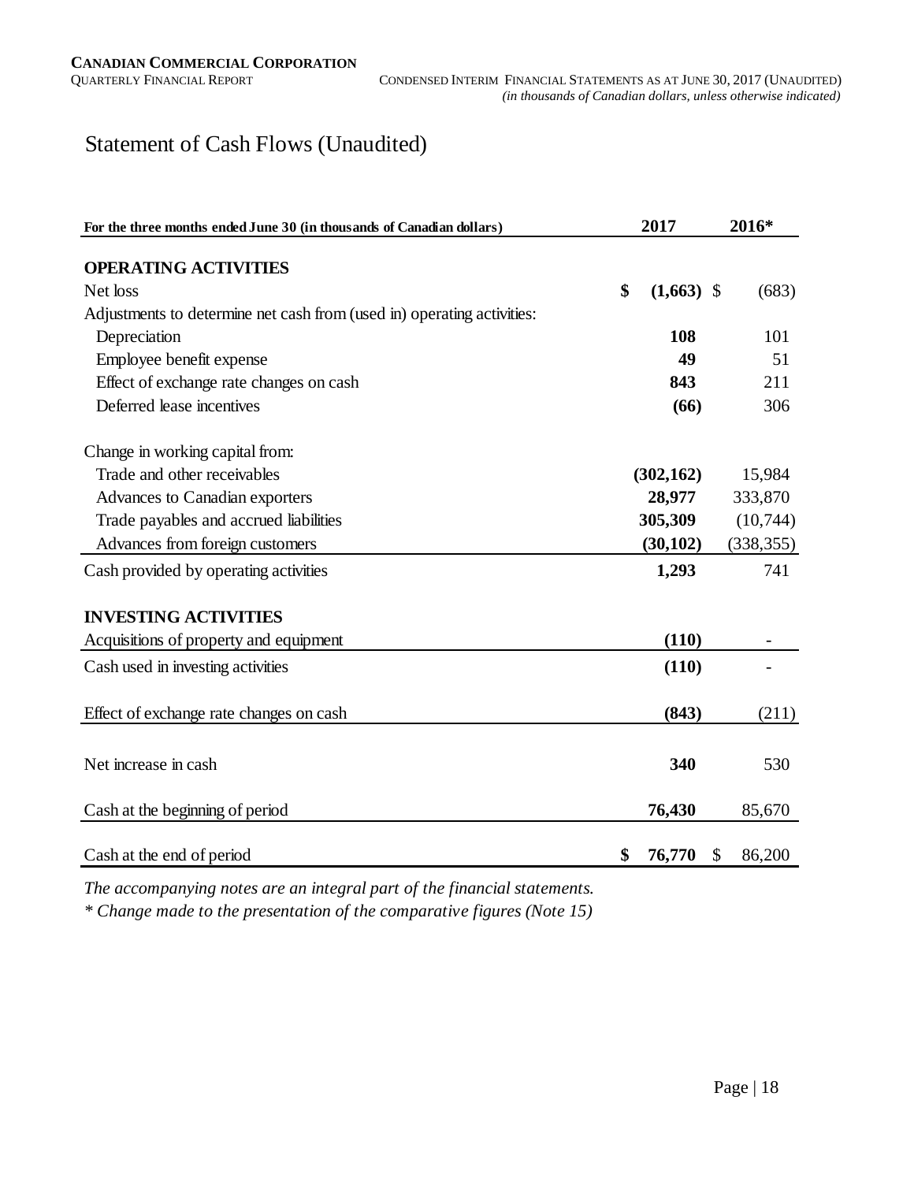# Statement of Cash Flows (Unaudited)

| For the three months ended June 30 (in thousands of Canadian dollars) | 2017 | 2016* |
|---|---|---|
| **OPERATING ACTIVITIES** | | |
| Net loss | **$ (1,663)** | $ (683) |
| Adjustments to determine net cash from (used in) operating activities: | | |
| Depreciation | **108** | 101 |
| Employee benefit expense | **49** | 51 |
| Effect of exchange rate changes on cash | **843** | 211 |
| Deferred lease incentives | **(66)** | 306 |
| Change in working capital from: | | |
| Trade and other receivables | **(302,162)** | 15,984 |
| Advances to Canadian exporters | **28,977** | 333,870 |
| Trade payables and accrued liabilities | **305,309** | (10,744) |
| Advances from foreign customers | **(30,102)** | (338,355) |
| Cash provided by operating activities | **1,293** | 741 |
| **INVESTING ACTIVITIES** | | |
| Acquisitions of property and equipment | **(110)** | - |
| Cash used in investing activities | **(110)** | - |
| Effect of exchange rate changes on cash | **(843)** | (211) |
| Net increase in cash | **340** | 530 |
| Cash at the beginning of period | **76,430** | 85,670 |
| Cash at the end of period | **$ 76,770** | $ 86,200 |

*The accompanying notes are an integral part of the financial statements.*

*\* Change made to the presentation of the comparative figures (Note 15)*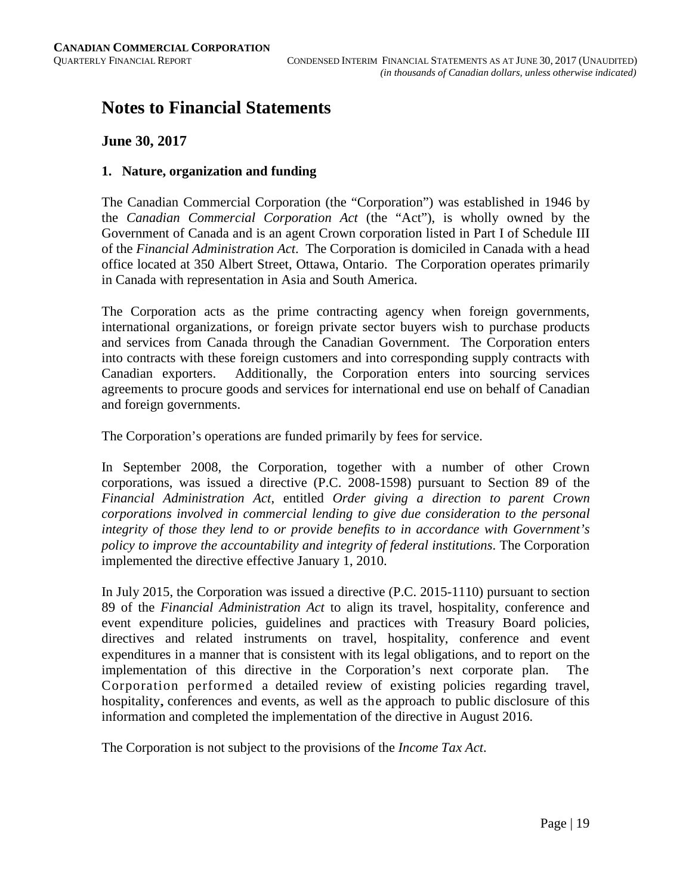# Notes to Financial Statements

## June 30, 2017

### 1. Nature, organization and funding

The Canadian Commercial Corporation (the "Corporation") was established in 1946 by the *Canadian Commercial Corporation Act* (the "Act"), is wholly owned by the Government of Canada and is an agent Crown corporation listed in Part I of Schedule III of the *Financial Administration Act*. The Corporation is domiciled in Canada with a head office located at 350 Albert Street, Ottawa, Ontario. The Corporation operates primarily in Canada with representation in Asia and South America.

The Corporation acts as the prime contracting agency when foreign governments, international organizations, or foreign private sector buyers wish to purchase products and services from Canada through the Canadian Government. The Corporation enters into contracts with these foreign customers and into corresponding supply contracts with Canadian exporters. Additionally, the Corporation enters into sourcing services agreements to procure goods and services for international end use on behalf of Canadian and foreign governments.

The Corporation's operations are funded primarily by fees for service.

In September 2008, the Corporation, together with a number of other Crown corporations, was issued a directive (P.C. 2008-1598) pursuant to Section 89 of the *Financial Administration Act*, entitled *Order giving a direction to parent Crown corporations involved in commercial lending to give due consideration to the personal integrity of those they lend to or provide benefits to in accordance with Government's policy to improve the accountability and integrity of federal institutions*. The Corporation implemented the directive effective January 1, 2010.

In July 2015, the Corporation was issued a directive (P.C. 2015-1110) pursuant to section 89 of the *Financial Administration Act* to align its travel, hospitality, conference and event expenditure policies, guidelines and practices with Treasury Board policies, directives and related instruments on travel, hospitality, conference and event expenditures in a manner that is consistent with its legal obligations, and to report on the implementation of this directive in the Corporation's next corporate plan. The Corporation performed a detailed review of existing policies regarding travel, hospitality, conferences and events, as well as the approach to public disclosure of this information and completed the implementation of the directive in August 2016.

The Corporation is not subject to the provisions of the *Income Tax Act*.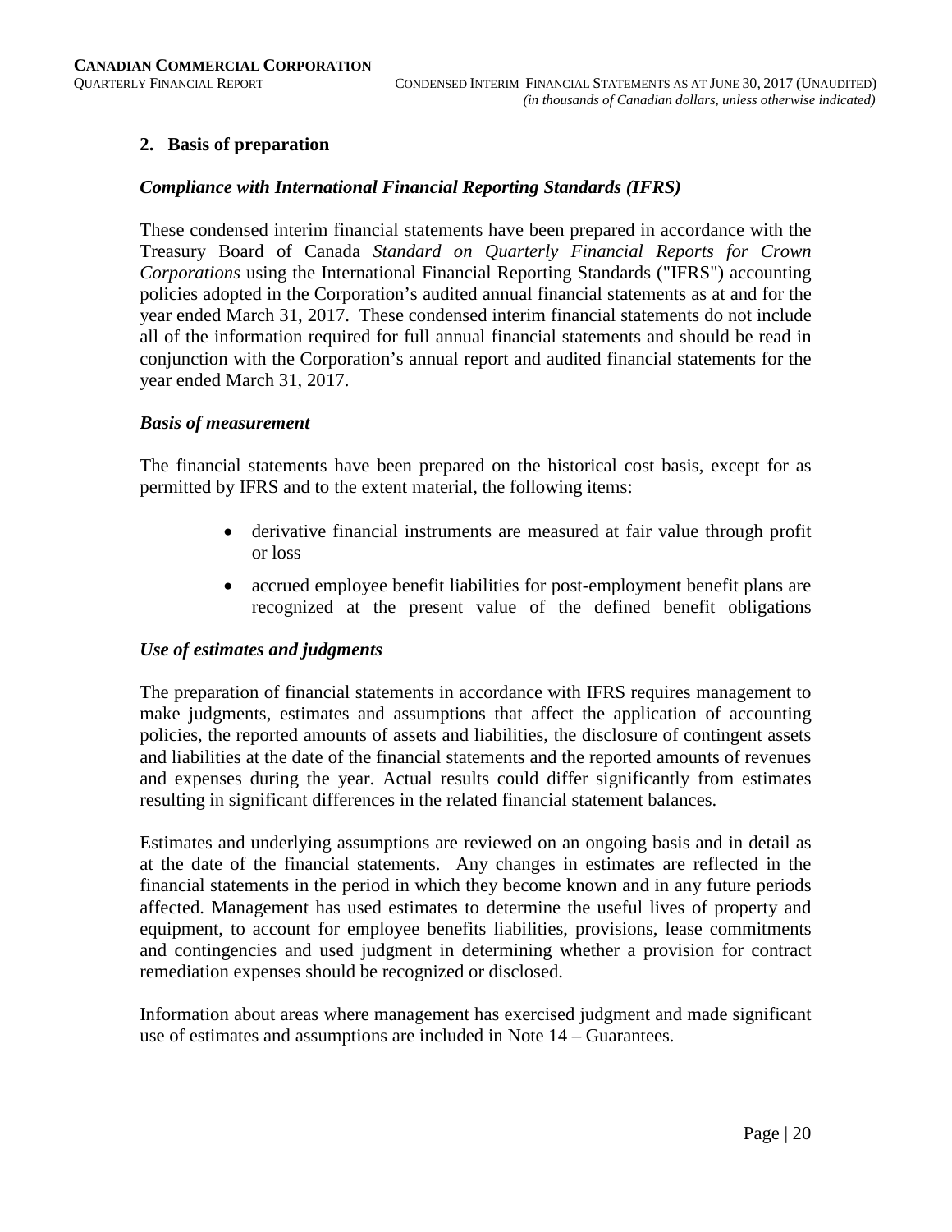## 2. Basis of preparation

### *Compliance with International Financial Reporting Standards (IFRS)*

These condensed interim financial statements have been prepared in accordance with the Treasury Board of Canada *Standard on Quarterly Financial Reports for Crown Corporations* using the International Financial Reporting Standards ("IFRS") accounting policies adopted in the Corporation's audited annual financial statements as at and for the year ended March 31, 2017. These condensed interim financial statements do not include all of the information required for full annual financial statements and should be read in conjunction with the Corporation's annual report and audited financial statements for the year ended March 31, 2017.

### *Basis of measurement*

The financial statements have been prepared on the historical cost basis, except for as permitted by IFRS and to the extent material, the following items:

- derivative financial instruments are measured at fair value through profit or loss
- accrued employee benefit liabilities for post-employment benefit plans are recognized at the present value of the defined benefit obligations

### *Use of estimates and judgments*

The preparation of financial statements in accordance with IFRS requires management to make judgments, estimates and assumptions that affect the application of accounting policies, the reported amounts of assets and liabilities, the disclosure of contingent assets and liabilities at the date of the financial statements and the reported amounts of revenues and expenses during the year. Actual results could differ significantly from estimates resulting in significant differences in the related financial statement balances.

Estimates and underlying assumptions are reviewed on an ongoing basis and in detail as at the date of the financial statements. Any changes in estimates are reflected in the financial statements in the period in which they become known and in any future periods affected. Management has used estimates to determine the useful lives of property and equipment, to account for employee benefits liabilities, provisions, lease commitments and contingencies and used judgment in determining whether a provision for contract remediation expenses should be recognized or disclosed.

Information about areas where management has exercised judgment and made significant use of estimates and assumptions are included in Note 14 – Guarantees.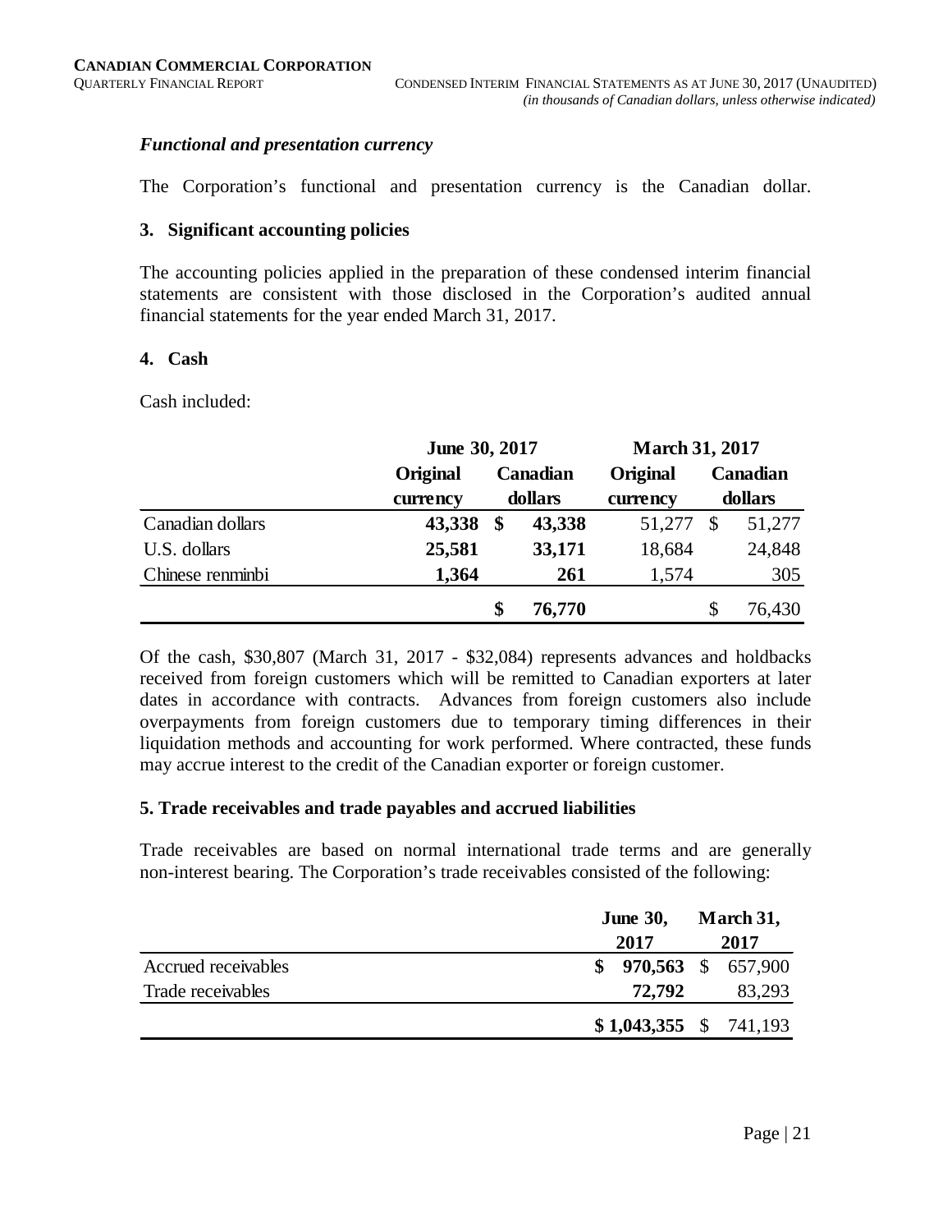### *Functional and presentation currency*

The Corporation's functional and presentation currency is the Canadian dollar.

### 3. Significant accounting policies

The accounting policies applied in the preparation of these condensed interim financial statements are consistent with those disclosed in the Corporation's audited annual financial statements for the year ended March 31, 2017.

### 4. Cash

Cash included:

| | June 30, 2017 | | March 31, 2017 | |
|---|---|---|---|---|
| | Original currency | Canadian dollars | Original currency | Canadian dollars |
| Canadian dollars | **43,338** | **$ 43,338** | 51,277 | $ 51,277 |
| U.S. dollars | **25,581** | **33,171** | 18,684 | 24,848 |
| Chinese renminbi | **1,364** | **261** | 1,574 | 305 |
| | | **$ 76,770** | | $ 76,430 |

Of the cash, $30,807 (March 31, 2017 - $32,084) represents advances and holdbacks received from foreign customers which will be remitted to Canadian exporters at later dates in accordance with contracts. Advances from foreign customers also include overpayments from foreign customers due to temporary timing differences in their liquidation methods and accounting for work performed. Where contracted, these funds may accrue interest to the credit of the Canadian exporter or foreign customer.

### 5. Trade receivables and trade payables and accrued liabilities

Trade receivables are based on normal international trade terms and are generally non-interest bearing. The Corporation's trade receivables consisted of the following:

| | June 30, 2017 | March 31, 2017 |
|---|---|---|
| Accrued receivables | **$ 970,563** | $ 657,900 |
| Trade receivables | **72,792** | 83,293 |
| | **$ 1,043,355** | $ 741,193 |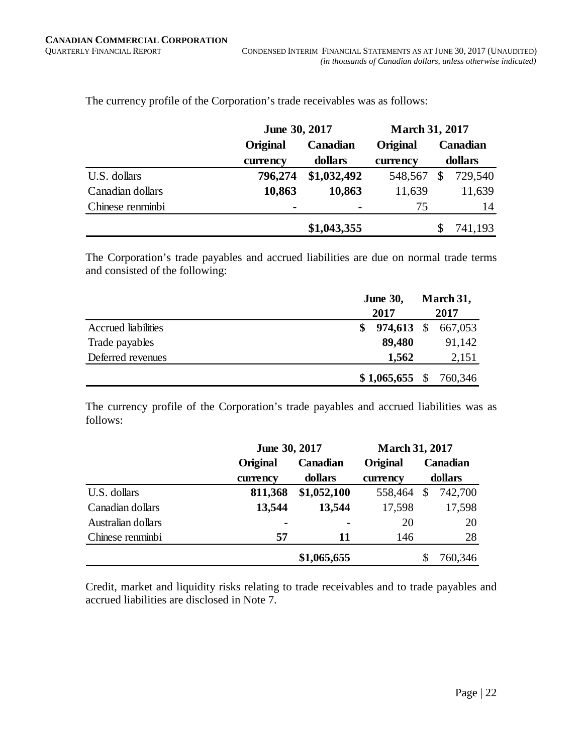The currency profile of the Corporation's trade receivables was as follows:

| | June 30, 2017 | | March 31, 2017 | |
|---|---|---|---|---|
| | **Original currency** | **Canadian dollars** | **Original currency** | **Canadian dollars** |
| U.S. dollars | **796,274** | **$1,032,492** | 548,567 | $ 729,540 |
| Canadian dollars | **10,863** | **10,863** | 11,639 | 11,639 |
| Chinese renminbi | **-** | **-** | 75 | 14 |
| | | **$1,043,355** | | $ 741,193 |

The Corporation's trade payables and accrued liabilities are due on normal trade terms and consisted of the following:

| | June 30, 2017 | March 31, 2017 |
|---|---|---|
| Accrued liabilities | **$ 974,613** | $ 667,053 |
| Trade payables | **89,480** | 91,142 |
| Deferred revenues | **1,562** | 2,151 |
| | **$ 1,065,655** | $ 760,346 |

The currency profile of the Corporation's trade payables and accrued liabilities was as follows:

| | June 30, 2017 | | March 31, 2017 | |
|---|---|---|---|---|
| | **Original currency** | **Canadian dollars** | **Original currency** | **Canadian dollars** |
| U.S. dollars | **811,368** | **$1,052,100** | 558,464 | $ 742,700 |
| Canadian dollars | **13,544** | **13,544** | 17,598 | 17,598 |
| Australian dollars | **-** | **-** | 20 | 20 |
| Chinese renminbi | **57** | **11** | 146 | 28 |
| | | **$1,065,655** | | $ 760,346 |

Credit, market and liquidity risks relating to trade receivables and to trade payables and accrued liabilities are disclosed in Note 7.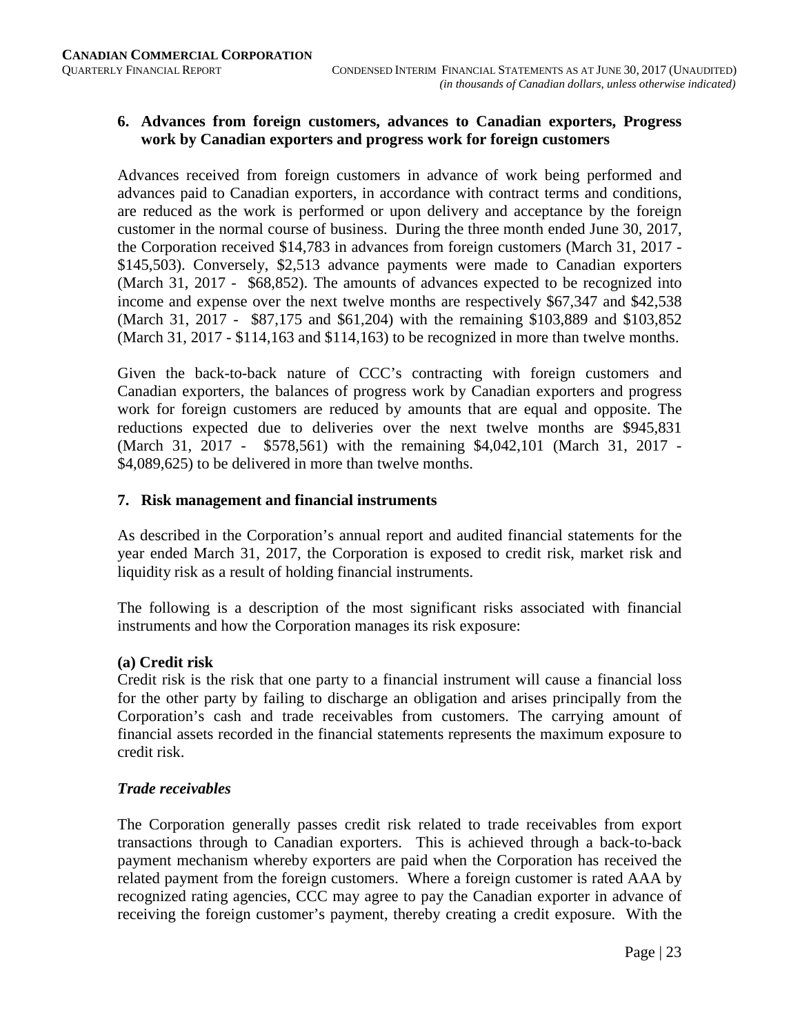## 6. Advances from foreign customers, advances to Canadian exporters, Progress work by Canadian exporters and progress work for foreign customers

Advances received from foreign customers in advance of work being performed and advances paid to Canadian exporters, in accordance with contract terms and conditions, are reduced as the work is performed or upon delivery and acceptance by the foreign customer in the normal course of business. During the three month ended June 30, 2017, the Corporation received $14,783 in advances from foreign customers (March 31, 2017 - $145,503). Conversely, $2,513 advance payments were made to Canadian exporters (March 31, 2017 - $68,852). The amounts of advances expected to be recognized into income and expense over the next twelve months are respectively $67,347 and $42,538 (March 31, 2017 - $87,175 and $61,204) with the remaining $103,889 and $103,852 (March 31, 2017 - $114,163 and $114,163) to be recognized in more than twelve months.

Given the back-to-back nature of CCC's contracting with foreign customers and Canadian exporters, the balances of progress work by Canadian exporters and progress work for foreign customers are reduced by amounts that are equal and opposite. The reductions expected due to deliveries over the next twelve months are $945,831 (March 31, 2017 - $578,561) with the remaining $4,042,101 (March 31, 2017 - $4,089,625) to be delivered in more than twelve months.

## 7. Risk management and financial instruments

As described in the Corporation's annual report and audited financial statements for the year ended March 31, 2017, the Corporation is exposed to credit risk, market risk and liquidity risk as a result of holding financial instruments.

The following is a description of the most significant risks associated with financial instruments and how the Corporation manages its risk exposure:

### (a) Credit risk

Credit risk is the risk that one party to a financial instrument will cause a financial loss for the other party by failing to discharge an obligation and arises principally from the Corporation's cash and trade receivables from customers. The carrying amount of financial assets recorded in the financial statements represents the maximum exposure to credit risk.

#### *Trade receivables*

The Corporation generally passes credit risk related to trade receivables from export transactions through to Canadian exporters. This is achieved through a back-to-back payment mechanism whereby exporters are paid when the Corporation has received the related payment from the foreign customers. Where a foreign customer is rated AAA by recognized rating agencies, CCC may agree to pay the Canadian exporter in advance of receiving the foreign customer's payment, thereby creating a credit exposure. With the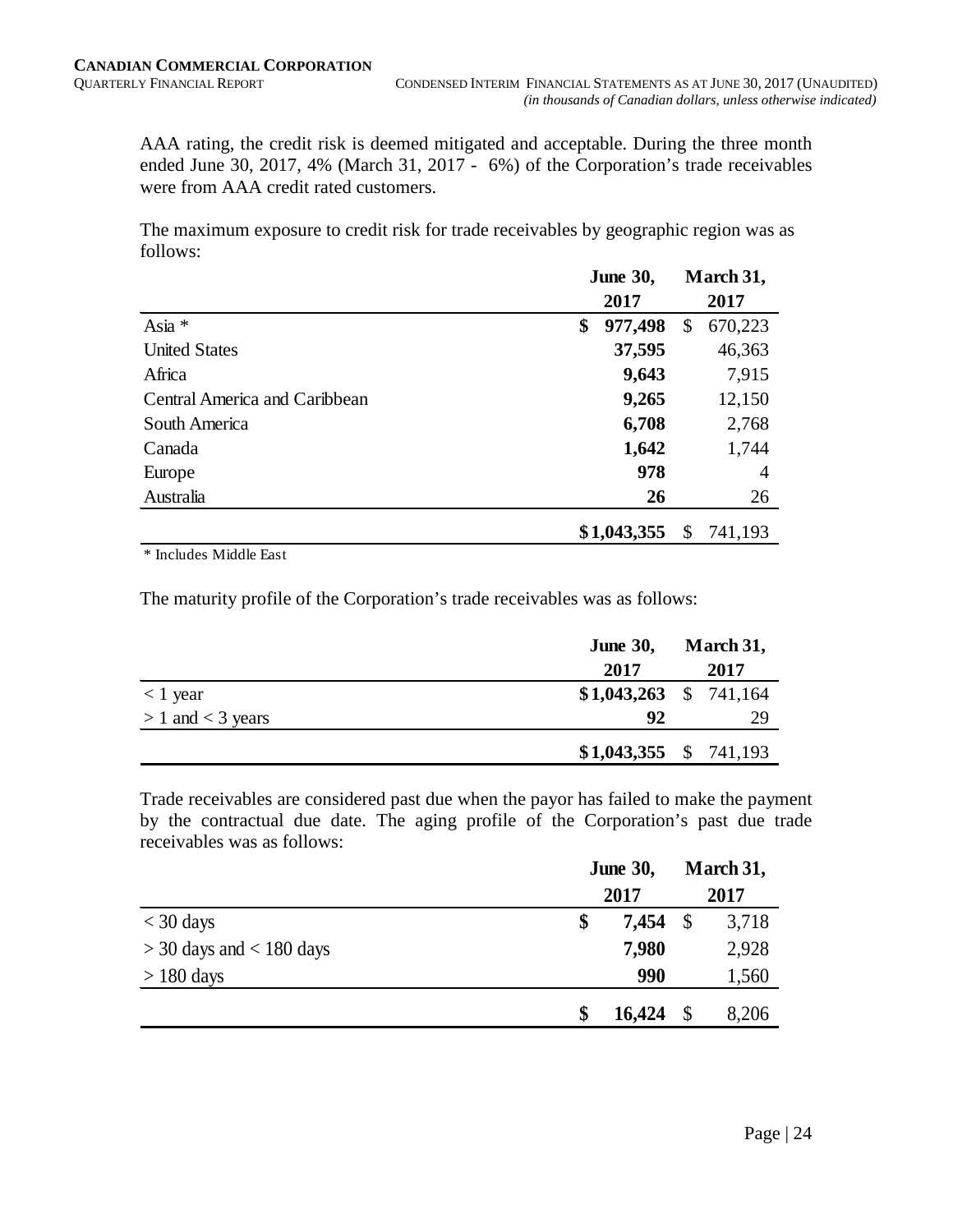AAA rating, the credit risk is deemed mitigated and acceptable. During the three month ended June 30, 2017, 4% (March 31, 2017 - 6%) of the Corporation's trade receivables were from AAA credit rated customers.

The maximum exposure to credit risk for trade receivables by geographic region was as follows:

| | June 30, 2017 | March 31, 2017 |
|---|---|---|
| Asia * | **$ 977,498** | $ 670,223 |
| United States | **37,595** | 46,363 |
| Africa | **9,643** | 7,915 |
| Central America and Caribbean | **9,265** | 12,150 |
| South America | **6,708** | 2,768 |
| Canada | **1,642** | 1,744 |
| Europe | **978** | 4 |
| Australia | **26** | 26 |
| | **$1,043,355** | $ 741,193 |

\* Includes Middle East

The maturity profile of the Corporation's trade receivables was as follows:

| | June 30, 2017 | March 31, 2017 |
|---|---|---|
| < 1 year | **$1,043,263** | $ 741,164 |
| > 1 and < 3 years | **92** | 29 |
| | **$1,043,355** | $ 741,193 |

Trade receivables are considered past due when the payor has failed to make the payment by the contractual due date. The aging profile of the Corporation's past due trade receivables was as follows:

| | June 30, 2017 | March 31, 2017 |
|---|---|---|
| < 30 days | **$ 7,454** | $ 3,718 |
| > 30 days and < 180 days | **7,980** | 2,928 |
| > 180 days | **990** | 1,560 |
| | **$ 16,424** | $ 8,206 |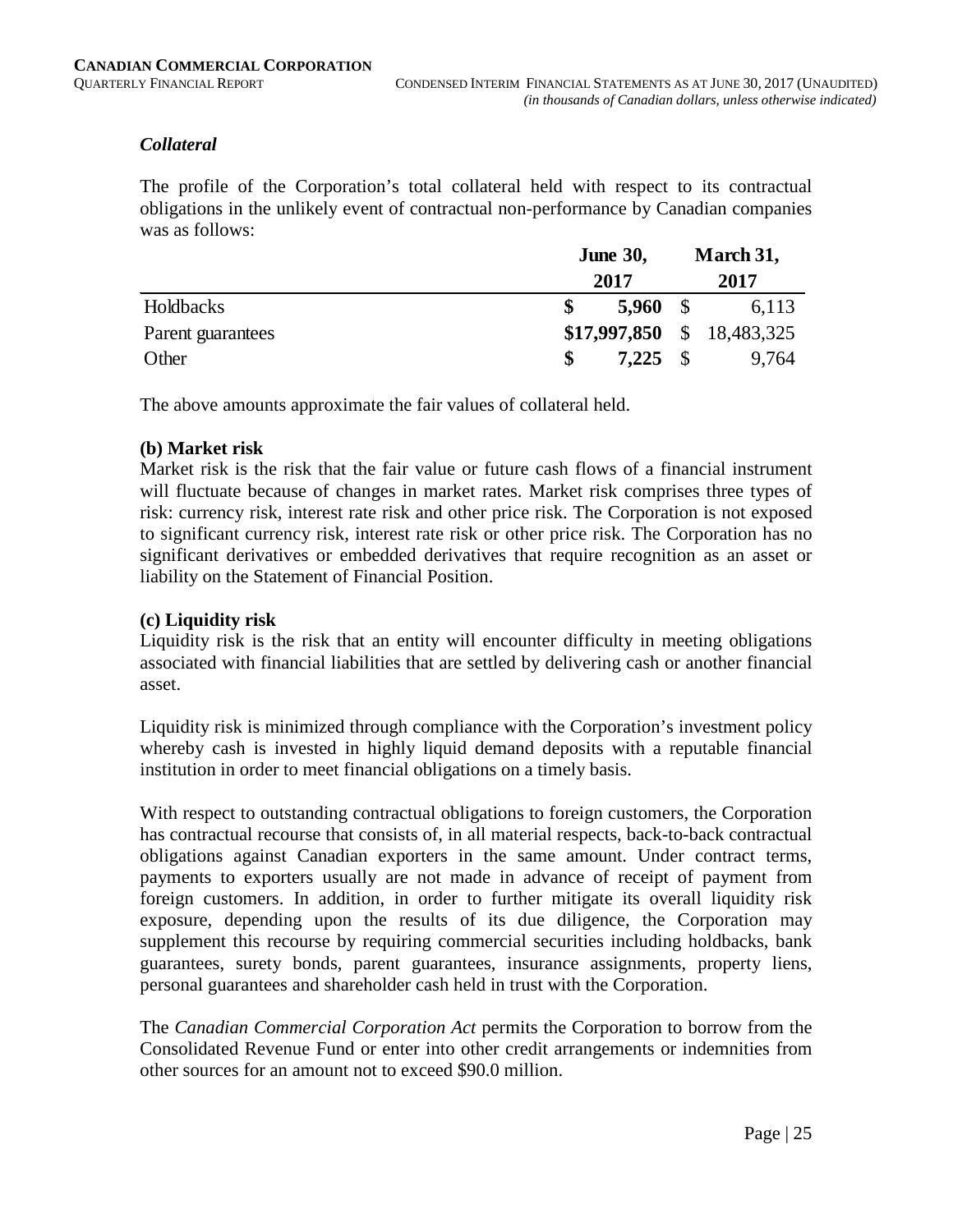### *Collateral*

The profile of the Corporation's total collateral held with respect to its contractual obligations in the unlikely event of contractual non-performance by Canadian companies was as follows:

| | **June 30, 2017** | **March 31, 2017** |
|---|---|---|
| Holdbacks | **$ 5,960** | $ 6,113 |
| Parent guarantees | **$17,997,850** | $ 18,483,325 |
| Other | **$ 7,225** | $ 9,764 |

The above amounts approximate the fair values of collateral held.

**(b) Market risk**

Market risk is the risk that the fair value or future cash flows of a financial instrument will fluctuate because of changes in market rates. Market risk comprises three types of risk: currency risk, interest rate risk and other price risk. The Corporation is not exposed to significant currency risk, interest rate risk or other price risk. The Corporation has no significant derivatives or embedded derivatives that require recognition as an asset or liability on the Statement of Financial Position.

**(c) Liquidity risk**

Liquidity risk is the risk that an entity will encounter difficulty in meeting obligations associated with financial liabilities that are settled by delivering cash or another financial asset.

Liquidity risk is minimized through compliance with the Corporation's investment policy whereby cash is invested in highly liquid demand deposits with a reputable financial institution in order to meet financial obligations on a timely basis.

With respect to outstanding contractual obligations to foreign customers, the Corporation has contractual recourse that consists of, in all material respects, back-to-back contractual obligations against Canadian exporters in the same amount. Under contract terms, payments to exporters usually are not made in advance of receipt of payment from foreign customers. In addition, in order to further mitigate its overall liquidity risk exposure, depending upon the results of its due diligence, the Corporation may supplement this recourse by requiring commercial securities including holdbacks, bank guarantees, surety bonds, parent guarantees, insurance assignments, property liens, personal guarantees and shareholder cash held in trust with the Corporation.

The *Canadian Commercial Corporation Act* permits the Corporation to borrow from the Consolidated Revenue Fund or enter into other credit arrangements or indemnities from other sources for an amount not to exceed $90.0 million.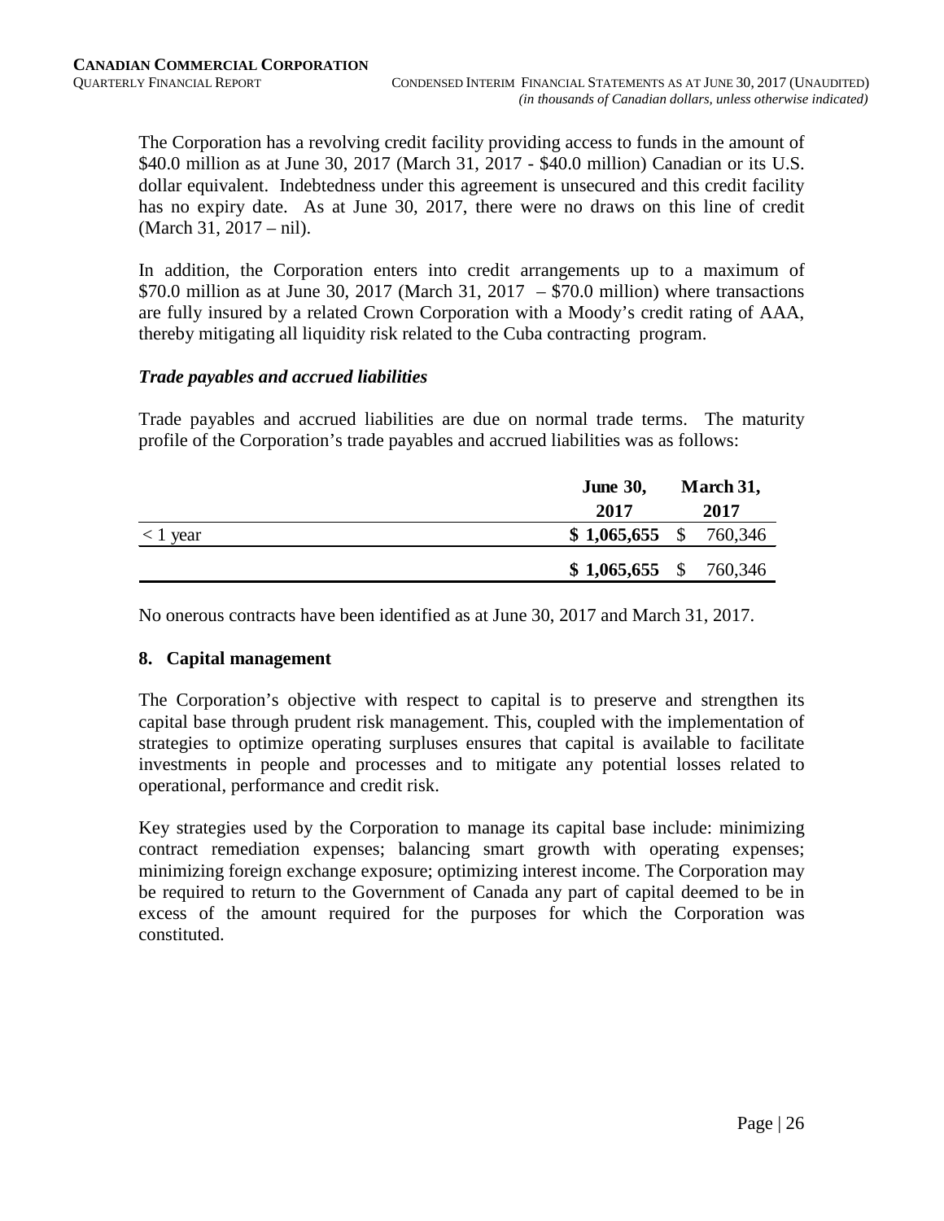The Corporation has a revolving credit facility providing access to funds in the amount of $40.0 million as at June 30, 2017 (March 31, 2017 - $40.0 million) Canadian or its U.S. dollar equivalent. Indebtedness under this agreement is unsecured and this credit facility has no expiry date. As at June 30, 2017, there were no draws on this line of credit (March 31, 2017 – nil).

In addition, the Corporation enters into credit arrangements up to a maximum of $70.0 million as at June 30, 2017 (March 31, 2017 – $70.0 million) where transactions are fully insured by a related Crown Corporation with a Moody's credit rating of AAA, thereby mitigating all liquidity risk related to the Cuba contracting program.

### *Trade payables and accrued liabilities*

Trade payables and accrued liabilities are due on normal trade terms. The maturity profile of the Corporation's trade payables and accrued liabilities was as follows:

| | June 30, 2017 | March 31, 2017 |
|---|---|---|
| < 1 year | **$ 1,065,655** | $ 760,346 |
| | **$ 1,065,655** | $ 760,346 |

No onerous contracts have been identified as at June 30, 2017 and March 31, 2017.

## 8. Capital management

The Corporation's objective with respect to capital is to preserve and strengthen its capital base through prudent risk management. This, coupled with the implementation of strategies to optimize operating surpluses ensures that capital is available to facilitate investments in people and processes and to mitigate any potential losses related to operational, performance and credit risk.

Key strategies used by the Corporation to manage its capital base include: minimizing contract remediation expenses; balancing smart growth with operating expenses; minimizing foreign exchange exposure; optimizing interest income. The Corporation may be required to return to the Government of Canada any part of capital deemed to be in excess of the amount required for the purposes for which the Corporation was constituted.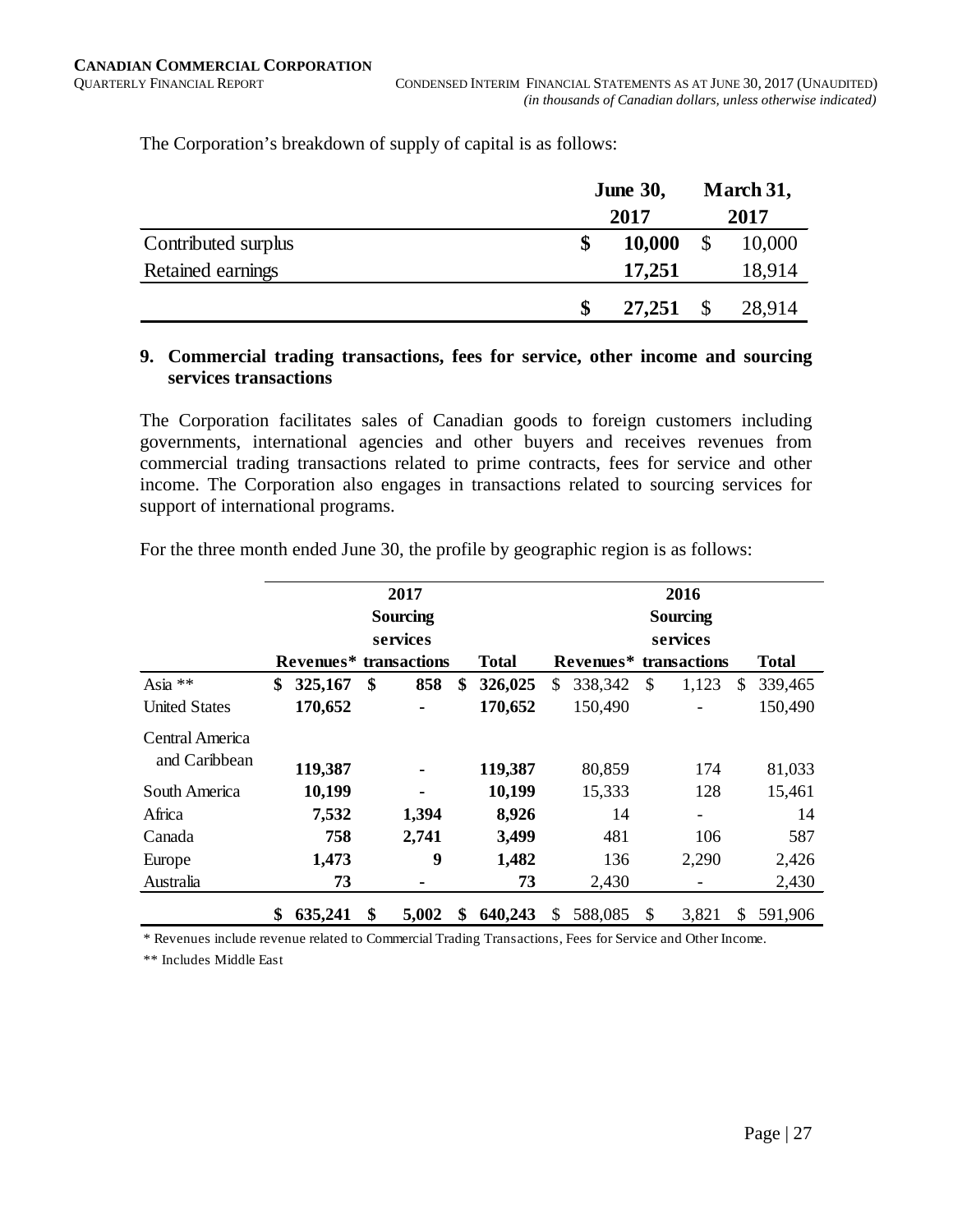The Corporation's breakdown of supply of capital is as follows:

| | June 30, 2017 | March 31, 2017 |
|---|---|---|
| Contributed surplus | $ 10,000 | $ 10,000 |
| Retained earnings | 17,251 | 18,914 |
| | $ 27,251 | $ 28,914 |

## 9. Commercial trading transactions, fees for service, other income and sourcing services transactions

The Corporation facilitates sales of Canadian goods to foreign customers including governments, international agencies and other buyers and receives revenues from commercial trading transactions related to prime contracts, fees for service and other income. The Corporation also engages in transactions related to sourcing services for support of international programs.

For the three month ended June 30, the profile by geographic region is as follows:

| | 2017 | | | 2016 | | |
|---|---|---|---|---|---|---|
| | Revenues* | Sourcing services transactions | Total | Revenues* | Sourcing services transactions | Total |
| Asia ** | $ 325,167 | $ 858 | $ 326,025 | $ 338,342 | $ 1,123 | $ 339,465 |
| United States | 170,652 | - | 170,652 | 150,490 | - | 150,490 |
| Central America and Caribbean | 119,387 | - | 119,387 | 80,859 | 174 | 81,033 |
| South America | 10,199 | - | 10,199 | 15,333 | 128 | 15,461 |
| Africa | 7,532 | 1,394 | 8,926 | 14 | - | 14 |
| Canada | 758 | 2,741 | 3,499 | 481 | 106 | 587 |
| Europe | 1,473 | 9 | 1,482 | 136 | 2,290 | 2,426 |
| Australia | 73 | - | 73 | 2,430 | - | 2,430 |
| | $ 635,241 | $ 5,002 | $ 640,243 | $ 588,085 | $ 3,821 | $ 591,906 |

\* Revenues include revenue related to Commercial Trading Transactions, Fees for Service and Other Income.

\** Includes Middle East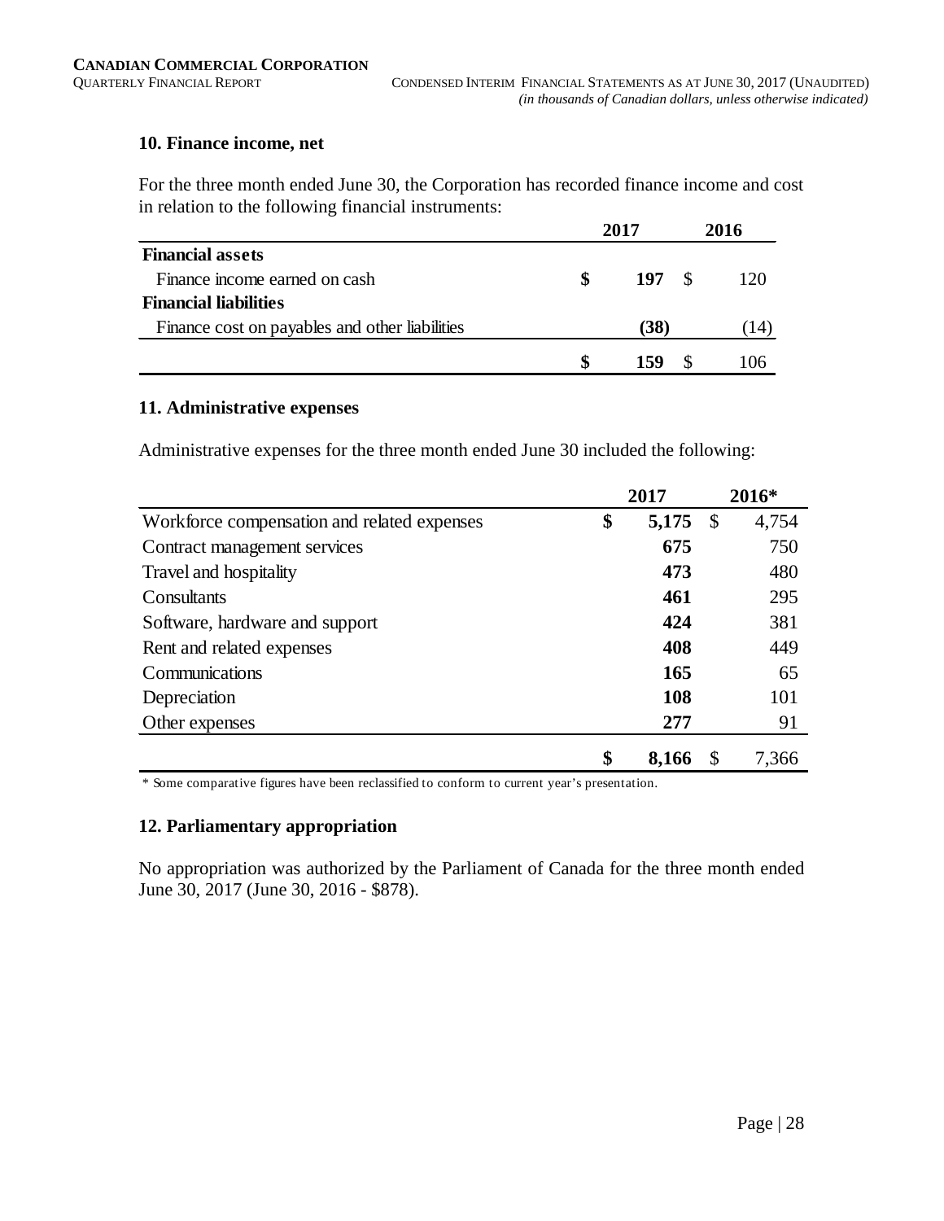## 10. Finance income, net

For the three month ended June 30, the Corporation has recorded finance income and cost in relation to the following financial instruments:

| | 2017 | 2016 |
|---|---|---|
| **Financial assets** | | |
| Finance income earned on cash | **$ 197** | $ 120 |
| **Financial liabilities** | | |
| Finance cost on payables and other liabilities | **(38)** | (14) |
| | **$ 159** | $ 106 |

## 11. Administrative expenses

Administrative expenses for the three month ended June 30 included the following:

| | 2017 | 2016* |
|---|---|---|
| Workforce compensation and related expenses | **$ 5,175** | $ 4,754 |
| Contract management services | **675** | 750 |
| Travel and hospitality | **473** | 480 |
| Consultants | **461** | 295 |
| Software, hardware and support | **424** | 381 |
| Rent and related expenses | **408** | 449 |
| Communications | **165** | 65 |
| Depreciation | **108** | 101 |
| Other expenses | **277** | 91 |
| | **$ 8,166** | $ 7,366 |

\* Some comparative figures have been reclassified to conform to current year's presentation.

## 12. Parliamentary appropriation

No appropriation was authorized by the Parliament of Canada for the three month ended June 30, 2017 (June 30, 2016 - $878).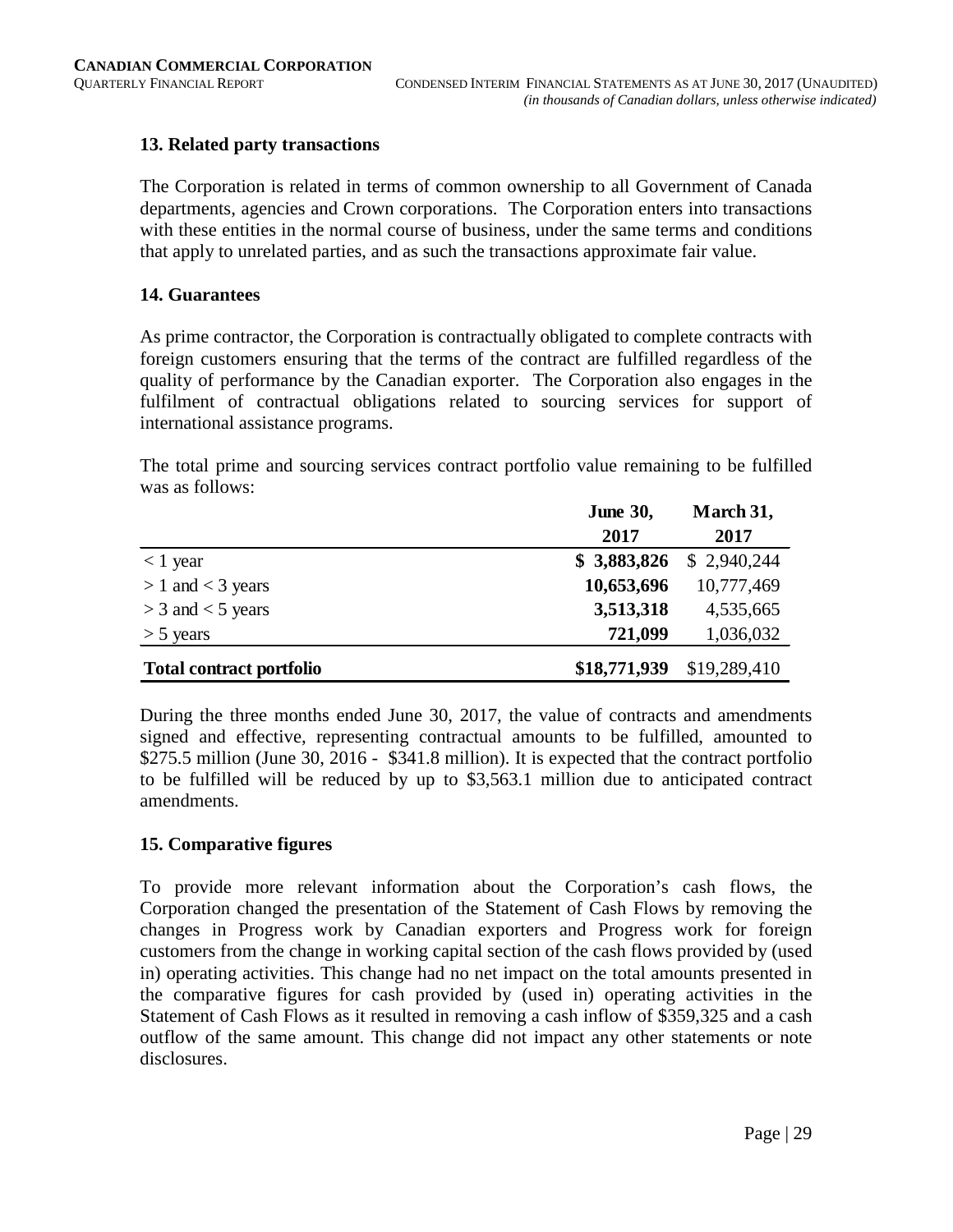## 13. Related party transactions

The Corporation is related in terms of common ownership to all Government of Canada departments, agencies and Crown corporations. The Corporation enters into transactions with these entities in the normal course of business, under the same terms and conditions that apply to unrelated parties, and as such the transactions approximate fair value.

## 14. Guarantees

As prime contractor, the Corporation is contractually obligated to complete contracts with foreign customers ensuring that the terms of the contract are fulfilled regardless of the quality of performance by the Canadian exporter. The Corporation also engages in the fulfilment of contractual obligations related to sourcing services for support of international assistance programs.

The total prime and sourcing services contract portfolio value remaining to be fulfilled was as follows:

| | **June 30, 2017** | **March 31, 2017** |
|---|---|---|
| < 1 year | **$ 3,883,826** | $ 2,940,244 |
| > 1 and < 3 years | **10,653,696** | 10,777,469 |
| > 3 and < 5 years | **3,513,318** | 4,535,665 |
| > 5 years | **721,099** | 1,036,032 |
| **Total contract portfolio** | **$18,771,939** | $19,289,410 |

During the three months ended June 30, 2017, the value of contracts and amendments signed and effective, representing contractual amounts to be fulfilled, amounted to $275.5 million (June 30, 2016 - $341.8 million). It is expected that the contract portfolio to be fulfilled will be reduced by up to $3,563.1 million due to anticipated contract amendments.

## 15. Comparative figures

To provide more relevant information about the Corporation's cash flows, the Corporation changed the presentation of the Statement of Cash Flows by removing the changes in Progress work by Canadian exporters and Progress work for foreign customers from the change in working capital section of the cash flows provided by (used in) operating activities. This change had no net impact on the total amounts presented in the comparative figures for cash provided by (used in) operating activities in the Statement of Cash Flows as it resulted in removing a cash inflow of $359,325 and a cash outflow of the same amount. This change did not impact any other statements or note disclosures.